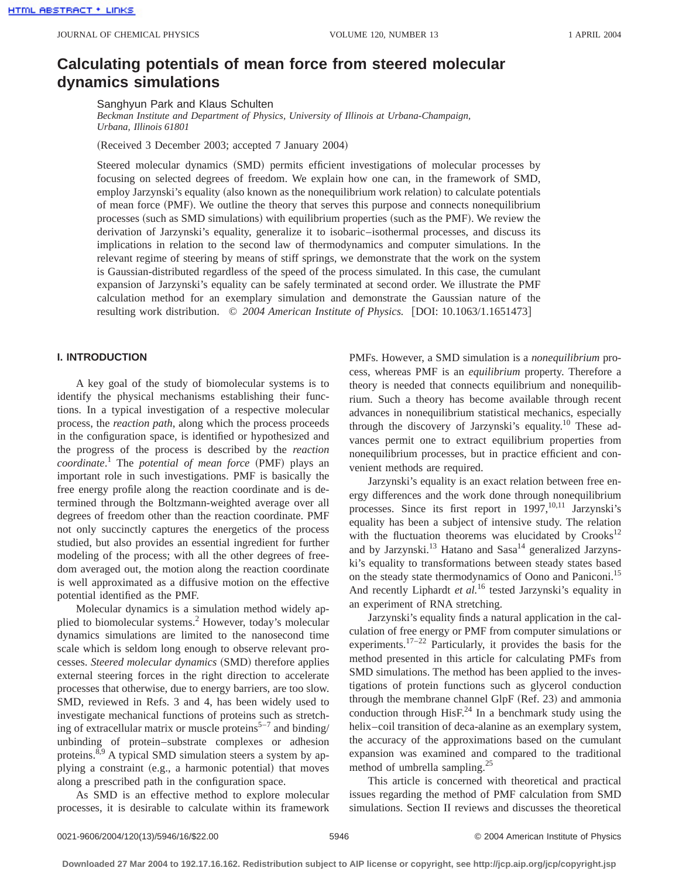# Calculating potentials of mean force from steered molecular dynamics simulations

Sanghyun Park and Klaus Schulten

*Beckman Institute and Department of Physics, University of Illinois at Urbana-Champaign, Urbana, Illinois 61801*

(Received 3 December 2003; accepted 7 January 2004)

Steered molecular dynamics (SMD) permits efficient investigations of molecular processes by focusing on selected degrees of freedom. We explain how one can, in the framework of SMD, employ Jarzynski's equality (also known as the nonequilibrium work relation) to calculate potentials of mean force (PMF). We outline the theory that serves this purpose and connects nonequilibrium processes (such as SMD simulations) with equilibrium properties (such as the PMF). We review the derivation of Jarzynski's equality, generalize it to isobaric–isothermal processes, and discuss its implications in relation to the second law of thermodynamics and computer simulations. In the relevant regime of steering by means of stiff springs, we demonstrate that the work on the system is Gaussian-distributed regardless of the speed of the process simulated. In this case, the cumulant expansion of Jarzynski's equality can be safely terminated at second order. We illustrate the PMF calculation method for an exemplary simulation and demonstrate the Gaussian nature of the resulting work distribution. © *2004 American Institute of Physics.* [DOI: 10.1063/1.1651473]

## I. INTRODUCTION

A key goal of the study of biomolecular systems is to identify the physical mechanisms establishing their functions. In a typical investigation of a respective molecular process, the *reaction path*, along which the process proceeds in the configuration space, is identified or hypothesized and the progress of the process is described by the *reaction coordinate*.[1] The *potential of mean force* (PMF) plays an important role in such investigations. PMF is basically the free energy profile along the reaction coordinate and is determined through the Boltzmann-weighted average over all degrees of freedom other than the reaction coordinate. PMF not only succinctly captures the energetics of the process studied, but also provides an essential ingredient for further modeling of the process; with all the other degrees of freedom averaged out, the motion along the reaction coordinate is well approximated as a diffusive motion on the effective potential identified as the PMF.

Molecular dynamics is a simulation method widely applied to biomolecular systems.[2] However, today's molecular dynamics simulations are limited to the nanosecond time scale which is seldom long enough to observe relevant processes. *Steered molecular dynamics* (SMD) therefore applies external steering forces in the right direction to accelerate processes that otherwise, due to energy barriers, are too slow. SMD, reviewed in Refs. 3 and 4, has been widely used to investigate mechanical functions of proteins such as stretching of extracellular matrix or muscle proteins[5–7] and binding/unbinding of protein–substrate complexes or adhesion proteins.[8,9] A typical SMD simulation steers a system by applying a constraint (e.g., a harmonic potential) that moves along a prescribed path in the configuration space.

As SMD is an effective method to explore molecular processes, it is desirable to calculate within its framework PMFs. However, a SMD simulation is a *nonequilibrium* process, whereas PMF is an *equilibrium* property. Therefore a theory is needed that connects equilibrium and nonequilibrium. Such a theory has become available through recent advances in nonequilibrium statistical mechanics, especially through the discovery of Jarzynski's equality.[10] These advances permit one to extract equilibrium properties from nonequilibrium processes, but in practice efficient and convenient methods are required.

Jarzynski's equality is an exact relation between free energy differences and the work done through nonequilibrium processes. Since its first report in 1997,[10,11] Jarzynski's equality has been a subject of intensive study. The relation with the fluctuation theorems was elucidated by Crooks[12] and by Jarzynski.[13] Hatano and Sasa[14] generalized Jarzynski's equality to transformations between steady states based on the steady state thermodynamics of Oono and Paniconi.[15] And recently Liphardt *et al.*[16] tested Jarzynski's equality in an experiment of RNA stretching.

Jarzynski's equality finds a natural application in the calculation of free energy or PMF from computer simulations or experiments.[17–22] Particularly, it provides the basis for the method presented in this article for calculating PMFs from SMD simulations. The method has been applied to the investigations of protein functions such as glycerol conduction through the membrane channel GlpF (Ref. 23) and ammonia conduction through HisF.[24] In a benchmark study using the helix–coil transition of deca-alanine as an exemplary system, the accuracy of the approximations based on the cumulant expansion was examined and compared to the traditional method of umbrella sampling.[25]

This article is concerned with theoretical and practical issues regarding the method of PMF calculation from SMD simulations. Section II reviews and discusses the theoretical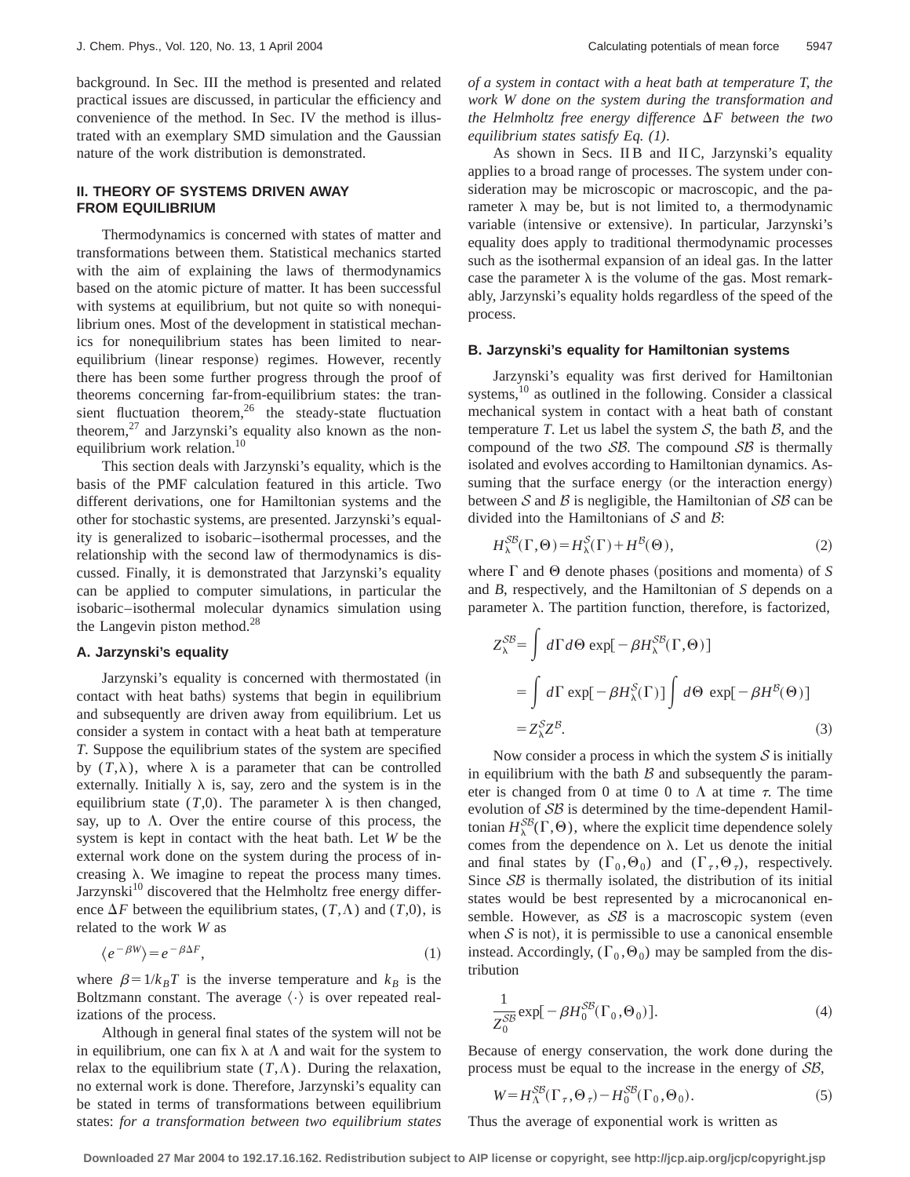background. In Sec. III the method is presented and related practical issues are discussed, in particular the efficiency and convenience of the method. In Sec. IV the method is illustrated with an exemplary SMD simulation and the Gaussian nature of the work distribution is demonstrated.

## II. THEORY OF SYSTEMS DRIVEN AWAY FROM EQUILIBRIUM

Thermodynamics is concerned with states of matter and transformations between them. Statistical mechanics started with the aim of explaining the laws of thermodynamics based on the atomic picture of matter. It has been successful with systems at equilibrium, but not quite so with nonequilibrium ones. Most of the development in statistical mechanics for nonequilibrium states has been limited to near-equilibrium (linear response) regimes. However, recently there has been some further progress through the proof of theorems concerning far-from-equilibrium states: the transient fluctuation theorem,[26] the steady-state fluctuation theorem,[27] and Jarzynski's equality also known as the nonequilibrium work relation.[10]

This section deals with Jarzynski's equality, which is the basis of the PMF calculation featured in this article. Two different derivations, one for Hamiltonian systems and the other for stochastic systems, are presented. Jarzynski's equality is generalized to isobaric–isothermal processes, and the relationship with the second law of thermodynamics is discussed. Finally, it is demonstrated that Jarzynski's equality can be applied to computer simulations, in particular the isobaric–isothermal molecular dynamics simulation using the Langevin piston method.[28]

### A. Jarzynski's equality

Jarzynski's equality is concerned with thermostated (in contact with heat baths) systems that begin in equilibrium and subsequently are driven away from equilibrium. Let us consider a system in contact with a heat bath at temperature $T$. Suppose the equilibrium states of the system are specified by $(T,\lambda)$, where $\lambda$ is a parameter that can be controlled externally. Initially $\lambda$ is, say, zero and the system is in the equilibrium state $(T,0)$. The parameter $\lambda$ is then changed, say, up to $\Lambda$. Over the entire course of this process, the system is kept in contact with the heat bath. Let $W$ be the external work done on the system during the process of increasing $\lambda$. We imagine to repeat the process many times. Jarzynski[10] discovered that the Helmholtz free energy difference $\Delta F$ between the equilibrium states, $(T,\Lambda)$ and $(T,0)$, is related to the work $W$ as

$$\langle e^{-\beta W}\rangle = e^{-\beta \Delta F}, \tag{1}$$

where $\beta = 1/k_B T$ is the inverse temperature and $k_B$ is the Boltzmann constant. The average $\langle\cdot\rangle$ is over repeated realizations of the process.

Although in general final states of the system will not be in equilibrium, one can fix $\lambda$ at $\Lambda$ and wait for the system to relax to the equilibrium state $(T,\Lambda)$. During the relaxation, no external work is done. Therefore, Jarzynski's equality can be stated in terms of transformations between equilibrium states: *for a transformation between two equilibrium states of a system in contact with a heat bath at temperature T, the work W done on the system during the transformation and the Helmholtz free energy difference* $\Delta F$ *between the two equilibrium states satisfy Eq. (1)*.

As shown in Secs. II B and II C, Jarzynski's equality applies to a broad range of processes. The system under consideration may be microscopic or macroscopic, and the parameter $\lambda$ may be, but is not limited to, a thermodynamic variable (intensive or extensive). In particular, Jarzynski's equality does apply to traditional thermodynamic processes such as the isothermal expansion of an ideal gas. In the latter case the parameter $\lambda$ is the volume of the gas. Most remarkably, Jarzynski's equality holds regardless of the speed of the process.

### B. Jarzynski's equality for Hamiltonian systems

Jarzynski's equality was first derived for Hamiltonian systems,[10] as outlined in the following. Consider a classical mechanical system in contact with a heat bath of constant temperature $T$. Let us label the system $\mathcal{S}$, the bath $\mathcal{B}$, and the compound of the two $\mathcal{SB}$. The compound $\mathcal{SB}$ is thermally isolated and evolves according to Hamiltonian dynamics. Assuming that the surface energy (or the interaction energy) between $\mathcal{S}$ and $\mathcal{B}$ is negligible, the Hamiltonian of $\mathcal{SB}$ can be divided into the Hamiltonians of $\mathcal{S}$ and $\mathcal{B}$:

$$H_\lambda^{\mathcal{SB}}(\Gamma,\Theta) = H_\lambda^{\mathcal{S}}(\Gamma) + H^{\mathcal{B}}(\Theta), \tag{2}$$

where $\Gamma$ and $\Theta$ denote phases (positions and momenta) of $S$ and $B$, respectively, and the Hamiltonian of $S$ depends on a parameter $\lambda$. The partition function, therefore, is factorized,

$$\begin{aligned} Z_\lambda^{\mathcal{SB}} &= \int d\Gamma\, d\Theta\, \exp[-\beta H_\lambda^{\mathcal{SB}}(\Gamma,\Theta)] \\ &= \int d\Gamma\, \exp[-\beta H_\lambda^{\mathcal{S}}(\Gamma)] \int d\Theta\, \exp[-\beta H^{\mathcal{B}}(\Theta)] \\ &= Z_\lambda^{\mathcal{S}} Z^{\mathcal{B}}. \end{aligned} \tag{3}$$

Now consider a process in which the system $\mathcal{S}$ is initially in equilibrium with the bath $\mathcal{B}$ and subsequently the parameter is changed from 0 at time 0 to $\Lambda$ at time $\tau$. The time evolution of $\mathcal{SB}$ is determined by the time-dependent Hamiltonian $H_\lambda^{\mathcal{SB}}(\Gamma,\Theta)$, where the explicit time dependence solely comes from the dependence on $\lambda$. Let us denote the initial and final states by $(\Gamma_0,\Theta_0)$ and $(\Gamma_\tau,\Theta_\tau)$, respectively. Since $\mathcal{SB}$ is thermally isolated, the distribution of its initial states would be best represented by a microcanonical ensemble. However, as $\mathcal{SB}$ is a macroscopic system (even when $\mathcal{S}$ is not), it is permissible to use a canonical ensemble instead. Accordingly, $(\Gamma_0,\Theta_0)$ may be sampled from the distribution

$$\frac{1}{Z_0^{\mathcal{SB}}} \exp[-\beta H_0^{\mathcal{SB}}(\Gamma_0,\Theta_0)]. \tag{4}$$

Because of energy conservation, the work done during the process must be equal to the increase in the energy of $\mathcal{SB}$,

$$W = H_\Lambda^{\mathcal{SB}}(\Gamma_\tau,\Theta_\tau) - H_0^{\mathcal{SB}}(\Gamma_0,\Theta_0). \tag{5}$$

Thus the average of exponential work is written as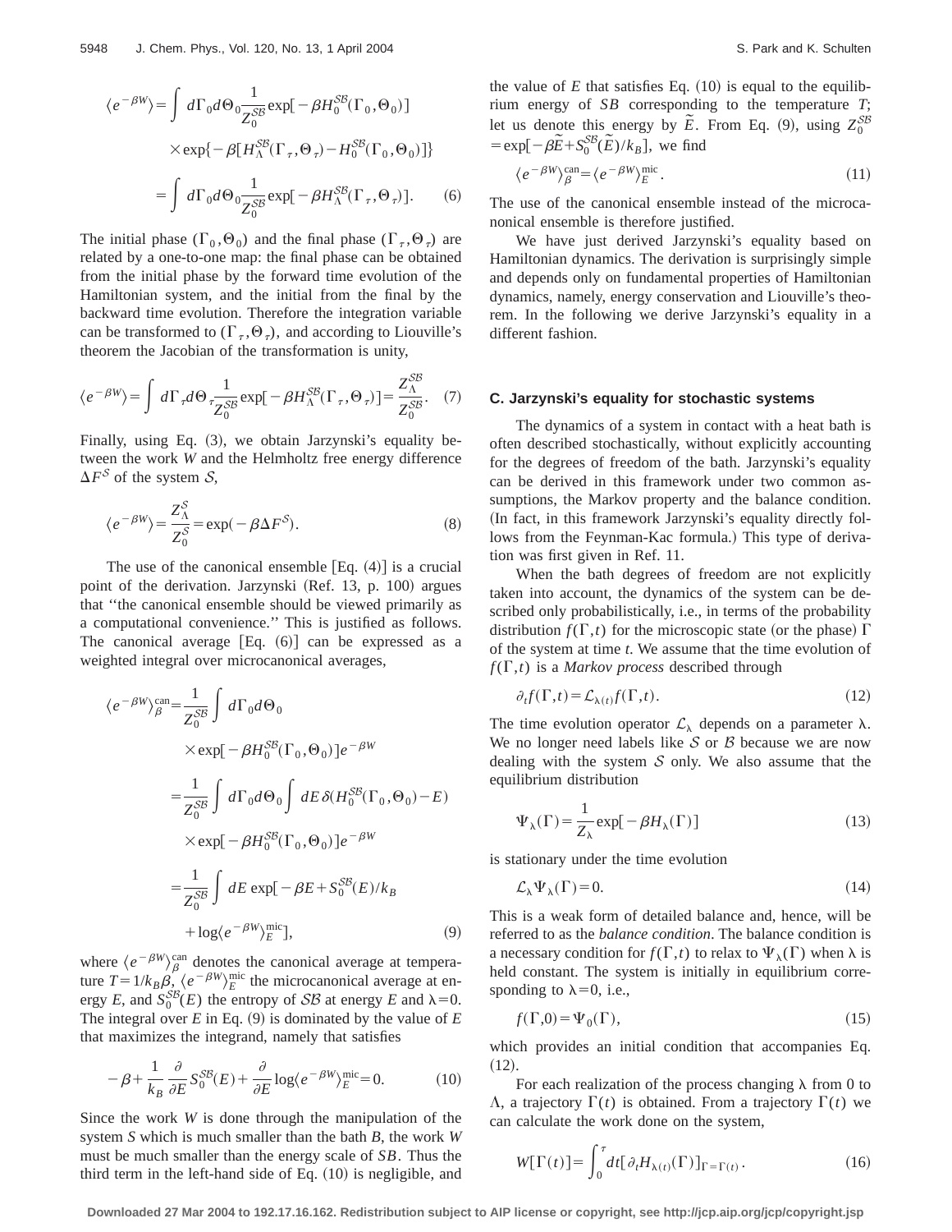$$\langle e^{-\beta W}\rangle = \int d\Gamma_0 d\Theta_0 \frac{1}{Z_0^{\mathcal{SB}}} \exp[-\beta H_0^{\mathcal{SB}}(\Gamma_0,\Theta_0)]$$
$$\times \exp\{-\beta[H_\Lambda^{\mathcal{SB}}(\Gamma_\tau,\Theta_\tau) - H_0^{\mathcal{SB}}(\Gamma_0,\Theta_0)]\}$$
$$= \int d\Gamma_0 d\Theta_0 \frac{1}{Z_0^{\mathcal{SB}}} \exp[-\beta H_\Lambda^{\mathcal{SB}}(\Gamma_\tau,\Theta_\tau)]. \quad (6)$$

The initial phase $(\Gamma_0,\Theta_0)$ and the final phase $(\Gamma_\tau,\Theta_\tau)$ are related by a one-to-one map: the final phase can be obtained from the initial phase by the forward time evolution of the Hamiltonian system, and the initial from the final by the backward time evolution. Therefore the integration variable can be transformed to $(\Gamma_\tau,\Theta_\tau)$, and according to Liouville's theorem the Jacobian of the transformation is unity,

$$\langle e^{-\beta W}\rangle = \int d\Gamma_\tau d\Theta_\tau \frac{1}{Z_0^{\mathcal{SB}}} \exp[-\beta H_\Lambda^{\mathcal{SB}}(\Gamma_\tau,\Theta_\tau)] = \frac{Z_\Lambda^{\mathcal{SB}}}{Z_0^{\mathcal{SB}}}. \quad (7)$$

Finally, using Eq. (3), we obtain Jarzynski's equality between the work $W$ and the Helmholtz free energy difference $\Delta F^{\mathcal{S}}$ of the system $\mathcal{S}$,

$$\langle e^{-\beta W}\rangle = \frac{Z_\Lambda^{\mathcal{S}}}{Z_0^{\mathcal{S}}} = \exp(-\beta \Delta F^{\mathcal{S}}). \quad (8)$$

The use of the canonical ensemble [Eq. (4)] is a crucial point of the derivation. Jarzynski (Ref. 13, p. 100) argues that "the canonical ensemble should be viewed primarily as a computational convenience." This is justified as follows. The canonical average [Eq. (6)] can be expressed as a weighted integral over microcanonical averages,

$$\langle e^{-\beta W}\rangle_\beta^{\text{can}} = \frac{1}{Z_0^{\mathcal{SB}}} \int d\Gamma_0 d\Theta_0$$
$$\times \exp[-\beta H_0^{\mathcal{SB}}(\Gamma_0,\Theta_0)] e^{-\beta W}$$
$$= \frac{1}{Z_0^{\mathcal{SB}}} \int d\Gamma_0 d\Theta_0 \int dE\, \delta(H_0^{\mathcal{SB}}(\Gamma_0,\Theta_0) - E)$$
$$\times \exp[-\beta H_0^{\mathcal{SB}}(\Gamma_0,\Theta_0)] e^{-\beta W}$$
$$= \frac{1}{Z_0^{\mathcal{SB}}} \int dE \exp[-\beta E + S_0^{\mathcal{SB}}(E)/k_B$$
$$+ \log\langle e^{-\beta W}\rangle_E^{\text{mic}}], \quad (9)$$

where $\langle e^{-\beta W}\rangle_\beta^{\text{can}}$ denotes the canonical average at temperature $T=1/k_B\beta$, $\langle e^{-\beta W}\rangle_E^{\text{mic}}$ the microcanonical average at energy $E$, and $S_0^{\mathcal{SB}}(E)$ the entropy of $\mathcal{SB}$ at energy $E$ and $\lambda=0$. The integral over $E$ in Eq. (9) is dominated by the value of $E$ that maximizes the integrand, namely that satisfies

$$-\beta + \frac{1}{k_B}\frac{\partial}{\partial E} S_0^{\mathcal{SB}}(E) + \frac{\partial}{\partial E}\log\langle e^{-\beta W}\rangle_E^{\text{mic}} = 0. \quad (10)$$

Since the work $W$ is done through the manipulation of the system $S$ which is much smaller than the bath $B$, the work $W$ must be much smaller than the energy scale of $SB$. Thus the third term in the left-hand side of Eq. (10) is negligible, and the value of $E$ that satisfies Eq. (10) is equal to the equilibrium energy of $SB$ corresponding to the temperature $T$; let us denote this energy by $\tilde{E}$. From Eq. (9), using $Z_0^{\mathcal{SB}} = \exp[-\beta\tilde{E} + S_0^{\mathcal{SB}}(\tilde{E})/k_B]$, we find

$$\langle e^{-\beta W}\rangle_\beta^{\text{can}} = \langle e^{-\beta W}\rangle_{\tilde{E}}^{\text{mic}}. \quad (11)$$

The use of the canonical ensemble instead of the microcanonical ensemble is therefore justified.

We have just derived Jarzynski's equality based on Hamiltonian dynamics. The derivation is surprisingly simple and depends only on fundamental properties of Hamiltonian dynamics, namely, energy conservation and Liouville's theorem. In the following we derive Jarzynski's equality in a different fashion.

### C. Jarzynski's equality for stochastic systems

The dynamics of a system in contact with a heat bath is often described stochastically, without explicitly accounting for the degrees of freedom of the bath. Jarzynski's equality can be derived in this framework under two common assumptions, the Markov property and the balance condition. (In fact, in this framework Jarzynski's equality directly follows from the Feynman-Kac formula.) This type of derivation was first given in Ref. 11.

When the bath degrees of freedom are not explicitly taken into account, the dynamics of the system can be described only probabilistically, i.e., in terms of the probability distribution $f(\Gamma,t)$ for the microscopic state (or the phase) $\Gamma$ of the system at time $t$. We assume that the time evolution of $f(\Gamma,t)$ is a *Markov process* described through

$$\partial_t f(\Gamma,t) = \mathcal{L}_{\lambda(t)} f(\Gamma,t). \quad (12)$$

The time evolution operator $\mathcal{L}_\lambda$ depends on a parameter $\lambda$. We no longer need labels like $\mathcal{S}$ or $\mathcal{B}$ because we are now dealing with the system $\mathcal{S}$ only. We also assume that the equilibrium distribution

$$\Psi_\lambda(\Gamma) = \frac{1}{Z_\lambda} \exp[-\beta H_\lambda(\Gamma)] \quad (13)$$

is stationary under the time evolution

$$\mathcal{L}_\lambda \Psi_\lambda(\Gamma) = 0. \quad (14)$$

This is a weak form of detailed balance and, hence, will be referred to as the *balance condition*. The balance condition is a necessary condition for $f(\Gamma,t)$ to relax to $\Psi_\lambda(\Gamma)$ when $\lambda$ is held constant. The system is initially in equilibrium corresponding to $\lambda=0$, i.e.,

$$f(\Gamma,0) = \Psi_0(\Gamma), \quad (15)$$

which provides an initial condition that accompanies Eq. (12).

For each realization of the process changing $\lambda$ from 0 to $\Lambda$, a trajectory $\Gamma(t)$ is obtained. From a trajectory $\Gamma(t)$ we can calculate the work done on the system,

$$W[\Gamma(t)] = \int_0^\tau dt [\partial_t H_{\lambda(t)}(\Gamma)]_{\Gamma=\Gamma(t)}. \quad (16)$$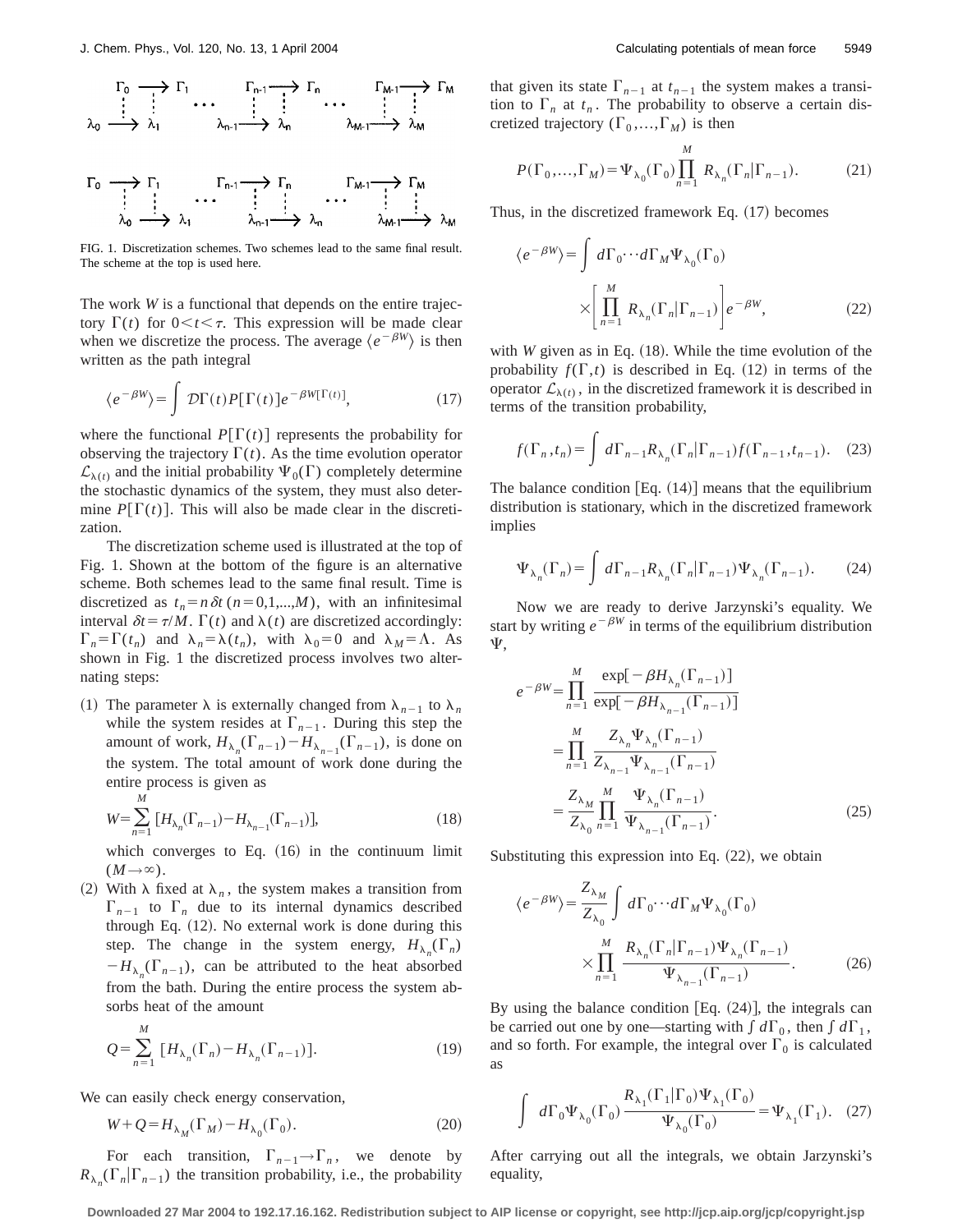FIG. 1. Discretization schemes. Two schemes lead to the same final result. The scheme at the top is used here.

The work $W$ is a functional that depends on the entire trajectory $\Gamma(t)$ for $0<t<\tau$. This expression will be made clear when we discretize the process. The average $\langle e^{-\beta W}\rangle$ is then written as the path integral

$$\langle e^{-\beta W}\rangle = \int \mathcal{D}\Gamma(t) P[\Gamma(t)] e^{-\beta W[\Gamma(t)]}, \tag{17}$$

where the functional $P[\Gamma(t)]$ represents the probability for observing the trajectory $\Gamma(t)$. As the time evolution operator $\mathcal{L}_{\lambda(t)}$ and the initial probability $\Psi_0(\Gamma)$ completely determine the stochastic dynamics of the system, they must also determine $P[\Gamma(t)]$. This will also be made clear in the discretization.

The discretization scheme used is illustrated at the top of Fig. 1. Shown at the bottom of the figure is an alternative scheme. Both schemes lead to the same final result. Time is discretized as $t_n = n\delta t$ $(n=0,1,...,M)$, with an infinitesimal interval $\delta t = \tau/M$. $\Gamma(t)$ and $\lambda(t)$ are discretized accordingly: $\Gamma_n = \Gamma(t_n)$ and $\lambda_n = \lambda(t_n)$, with $\lambda_0 = 0$ and $\lambda_M = \Lambda$. As shown in Fig. 1 the discretized process involves two alternating steps:

(1) The parameter $\lambda$ is externally changed from $\lambda_{n-1}$ to $\lambda_n$ while the system resides at $\Gamma_{n-1}$. During this step the amount of work, $H_{\lambda_n}(\Gamma_{n-1}) - H_{\lambda_{n-1}}(\Gamma_{n-1})$, is done on the system. The total amount of work done during the entire process is given as

$$W = \sum_{n=1}^{M} [H_{\lambda_n}(\Gamma_{n-1}) - H_{\lambda_{n-1}}(\Gamma_{n-1})], \tag{18}$$

which converges to Eq. (16) in the continuum limit $(M\to\infty)$.

(2) With $\lambda$ fixed at $\lambda_n$, the system makes a transition from $\Gamma_{n-1}$ to $\Gamma_n$ due to its internal dynamics described through Eq. (12). No external work is done during this step. The change in the system energy, $H_{\lambda_n}(\Gamma_n) - H_{\lambda_n}(\Gamma_{n-1})$, can be attributed to the heat absorbed from the bath. During the entire process the system absorbs heat of the amount

$$Q = \sum_{n=1}^{M} [H_{\lambda_n}(\Gamma_n) - H_{\lambda_n}(\Gamma_{n-1})]. \tag{19}$$

We can easily check energy conservation,

$$W + Q = H_{\lambda_M}(\Gamma_M) - H_{\lambda_0}(\Gamma_0). \tag{20}$$

For each transition, $\Gamma_{n-1}\to\Gamma_n$, we denote by $R_{\lambda_n}(\Gamma_n|\Gamma_{n-1})$ the transition probability, i.e., the probability that given its state $\Gamma_{n-1}$ at $t_{n-1}$ the system makes a transition to $\Gamma_n$ at $t_n$. The probability to observe a certain discretized trajectory $(\Gamma_0,...,\Gamma_M)$ is then

$$P(\Gamma_0,...,\Gamma_M) = \Psi_{\lambda_0}(\Gamma_0)\prod_{n=1}^{M} R_{\lambda_n}(\Gamma_n|\Gamma_{n-1}). \tag{21}$$

Thus, in the discretized framework Eq. (17) becomes

$$\langle e^{-\beta W}\rangle = \int d\Gamma_0 \cdots d\Gamma_M \Psi_{\lambda_0}(\Gamma_0) \times \left[\prod_{n=1}^{M} R_{\lambda_n}(\Gamma_n|\Gamma_{n-1})\right] e^{-\beta W}, \tag{22}$$

with $W$ given as in Eq. (18). While the time evolution of the probability $f(\Gamma,t)$ is described in Eq. (12) in terms of the operator $\mathcal{L}_{\lambda(t)}$, in the discretized framework it is described in terms of the transition probability,

$$f(\Gamma_n,t_n) = \int d\Gamma_{n-1} R_{\lambda_n}(\Gamma_n|\Gamma_{n-1}) f(\Gamma_{n-1},t_{n-1}). \tag{23}$$

The balance condition [Eq. (14)] means that the equilibrium distribution is stationary, which in the discretized framework implies

$$\Psi_{\lambda_n}(\Gamma_n) = \int d\Gamma_{n-1} R_{\lambda_n}(\Gamma_n|\Gamma_{n-1}) \Psi_{\lambda_n}(\Gamma_{n-1}). \tag{24}$$

Now we are ready to derive Jarzynski's equality. We start by writing $e^{-\beta W}$ in terms of the equilibrium distribution $\Psi$,

$$\begin{aligned} e^{-\beta W} &= \prod_{n=1}^{M} \frac{\exp[-\beta H_{\lambda_n}(\Gamma_{n-1})]}{\exp[-\beta H_{\lambda_{n-1}}(\Gamma_{n-1})]} \\ &= \prod_{n=1}^{M} \frac{Z_{\lambda_n}\Psi_{\lambda_n}(\Gamma_{n-1})}{Z_{\lambda_{n-1}}\Psi_{\lambda_{n-1}}(\Gamma_{n-1})} \\ &= \frac{Z_{\lambda_M}}{Z_{\lambda_0}} \prod_{n=1}^{M} \frac{\Psi_{\lambda_n}(\Gamma_{n-1})}{\Psi_{\lambda_{n-1}}(\Gamma_{n-1})}. \end{aligned} \tag{25}$$

Substituting this expression into Eq. (22), we obtain

$$\langle e^{-\beta W}\rangle = \frac{Z_{\lambda_M}}{Z_{\lambda_0}} \int d\Gamma_0 \cdots d\Gamma_M \Psi_{\lambda_0}(\Gamma_0) \times \prod_{n=1}^{M} \frac{R_{\lambda_n}(\Gamma_n|\Gamma_{n-1})\Psi_{\lambda_n}(\Gamma_{n-1})}{\Psi_{\lambda_{n-1}}(\Gamma_{n-1})}. \tag{26}$$

By using the balance condition [Eq. (24)], the integrals can be carried out one by one—starting with $\int d\Gamma_0$, then $\int d\Gamma_1$, and so forth. For example, the integral over $\Gamma_0$ is calculated as

$$\int d\Gamma_0 \Psi_{\lambda_0}(\Gamma_0) \frac{R_{\lambda_1}(\Gamma_1|\Gamma_0)\Psi_{\lambda_1}(\Gamma_0)}{\Psi_{\lambda_0}(\Gamma_0)} = \Psi_{\lambda_1}(\Gamma_1). \tag{27}$$

After carrying out all the integrals, we obtain Jarzynski's equality,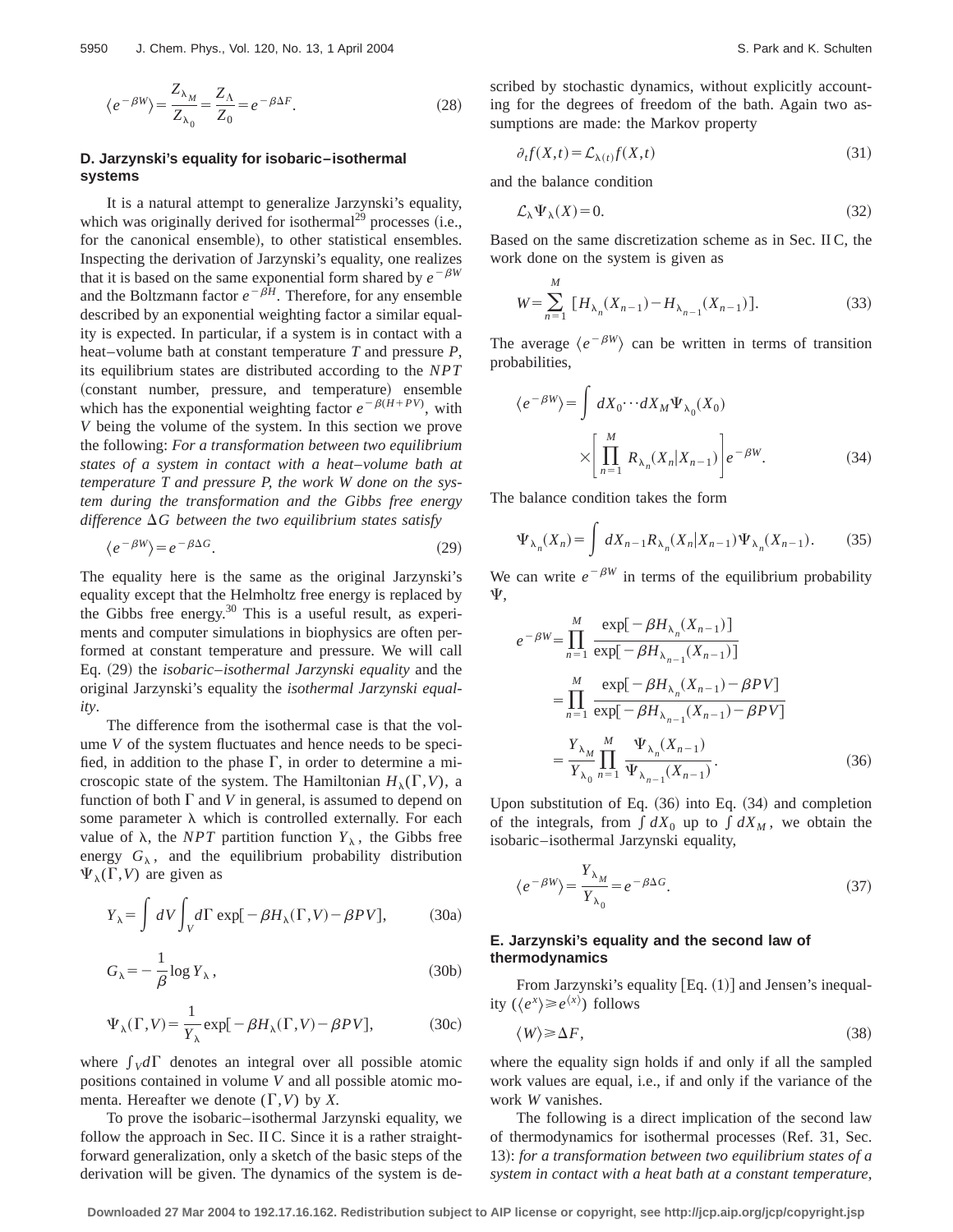$$\langle e^{-\beta W}\rangle = \frac{Z_{\lambda_M}}{Z_{\lambda_0}} = \frac{Z_\Lambda}{Z_0} = e^{-\beta \Delta F}. \tag{28}$$

### D. Jarzynski's equality for isobaric–isothermal systems

It is a natural attempt to generalize Jarzynski's equality, which was originally derived for isothermal[29] processes (i.e., for the canonical ensemble), to other statistical ensembles. Inspecting the derivation of Jarzynski's equality, one realizes that it is based on the same exponential form shared by $e^{-\beta W}$ and the Boltzmann factor $e^{-\beta H}$. Therefore, for any ensemble described by an exponential weighting factor a similar equality is expected. In particular, if a system is in contact with a heat–volume bath at constant temperature $T$ and pressure $P$, its equilibrium states are distributed according to the $NPT$ (constant number, pressure, and temperature) ensemble which has the exponential weighting factor $e^{-\beta(H+PV)}$, with $V$ being the volume of the system. In this section we prove the following: *For a transformation between two equilibrium states of a system in contact with a heat–volume bath at temperature T and pressure P, the work W done on the system during the transformation and the Gibbs free energy difference* $\Delta G$ *between the two equilibrium states satisfy*

$$\langle e^{-\beta W}\rangle = e^{-\beta \Delta G}. \tag{29}$$

The equality here is the same as the original Jarzynski's equality except that the Helmholtz free energy is replaced by the Gibbs free energy.[30] This is a useful result, as experiments and computer simulations in biophysics are often performed at constant temperature and pressure. We will call Eq. (29) the *isobaric–isothermal Jarzynski equality* and the original Jarzynski's equality the *isothermal Jarzynski equality*.

The difference from the isothermal case is that the volume $V$ of the system fluctuates and hence needs to be specified, in addition to the phase $\Gamma$, in order to determine a microscopic state of the system. The Hamiltonian $H_\lambda(\Gamma,V)$, a function of both $\Gamma$ and $V$ in general, is assumed to depend on some parameter $\lambda$ which is controlled externally. For each value of $\lambda$, the $NPT$ partition function $Y_\lambda$, the Gibbs free energy $G_\lambda$, and the equilibrium probability distribution $\Psi_\lambda(\Gamma,V)$ are given as

$$Y_\lambda = \int dV \int_V d\Gamma \exp[-\beta H_\lambda(\Gamma,V) - \beta PV], \tag{30a}$$

$$G_\lambda = -\frac{1}{\beta}\log Y_\lambda, \tag{30b}$$

$$\Psi_\lambda(\Gamma,V) = \frac{1}{Y_\lambda}\exp[-\beta H_\lambda(\Gamma,V) - \beta PV], \tag{30c}$$

where $\int_V d\Gamma$ denotes an integral over all possible atomic positions contained in volume $V$ and all possible atomic momenta. Hereafter we denote $(\Gamma,V)$ by $X$.

To prove the isobaric–isothermal Jarzynski equality, we follow the approach in Sec. II C. Since it is a rather straightforward generalization, only a sketch of the basic steps of the derivation will be given. The dynamics of the system is described by stochastic dynamics, without explicitly accounting for the degrees of freedom of the bath. Again two assumptions are made: the Markov property

$$\partial_t f(X,t) = \mathcal{L}_{\lambda(t)} f(X,t) \tag{31}$$

and the balance condition

$$\mathcal{L}_\lambda \Psi_\lambda(X) = 0. \tag{32}$$

Based on the same discretization scheme as in Sec. II C, the work done on the system is given as

$$W = \sum_{n=1}^{M} [H_{\lambda_n}(X_{n-1}) - H_{\lambda_{n-1}}(X_{n-1})]. \tag{33}$$

The average $\langle e^{-\beta W}\rangle$ can be written in terms of transition probabilities,

$$\langle e^{-\beta W}\rangle = \int dX_0 \cdots dX_M \Psi_{\lambda_0}(X_0) \times \left[\prod_{n=1}^{M} R_{\lambda_n}(X_n|X_{n-1})\right] e^{-\beta W}. \tag{34}$$

The balance condition takes the form

$$\Psi_{\lambda_n}(X_n) = \int dX_{n-1} R_{\lambda_n}(X_n|X_{n-1}) \Psi_{\lambda_n}(X_{n-1}). \tag{35}$$

We can write $e^{-\beta W}$ in terms of the equilibrium probability $\Psi$,

$$\begin{aligned} e^{-\beta W} &= \prod_{n=1}^{M} \frac{\exp[-\beta H_{\lambda_n}(X_{n-1})]}{\exp[-\beta H_{\lambda_{n-1}}(X_{n-1})]} \\ &= \prod_{n=1}^{M} \frac{\exp[-\beta H_{\lambda_n}(X_{n-1}) - \beta PV]}{\exp[-\beta H_{\lambda_{n-1}}(X_{n-1}) - \beta PV]} \\ &= \frac{Y_{\lambda_M}}{Y_{\lambda_0}} \prod_{n=1}^{M} \frac{\Psi_{\lambda_n}(X_{n-1})}{\Psi_{\lambda_{n-1}}(X_{n-1})}. \end{aligned} \tag{36}$$

Upon substitution of Eq. (36) into Eq. (34) and completion of the integrals, from $\int dX_0$ up to $\int dX_M$, we obtain the isobaric–isothermal Jarzynski equality,

$$\langle e^{-\beta W}\rangle = \frac{Y_{\lambda_M}}{Y_{\lambda_0}} = e^{-\beta \Delta G}. \tag{37}$$

### E. Jarzynski's equality and the second law of thermodynamics

From Jarzynski's equality [Eq. (1)] and Jensen's inequality ($\langle e^x\rangle \geq e^{\langle x\rangle}$) follows

$$\langle W\rangle \geq \Delta F, \tag{38}$$

where the equality sign holds if and only if all the sampled work values are equal, i.e., if and only if the variance of the work $W$ vanishes.

The following is a direct implication of the second law of thermodynamics for isothermal processes (Ref. 31, Sec. 13): *for a transformation between two equilibrium states of a system in contact with a heat bath at a constant temperature,*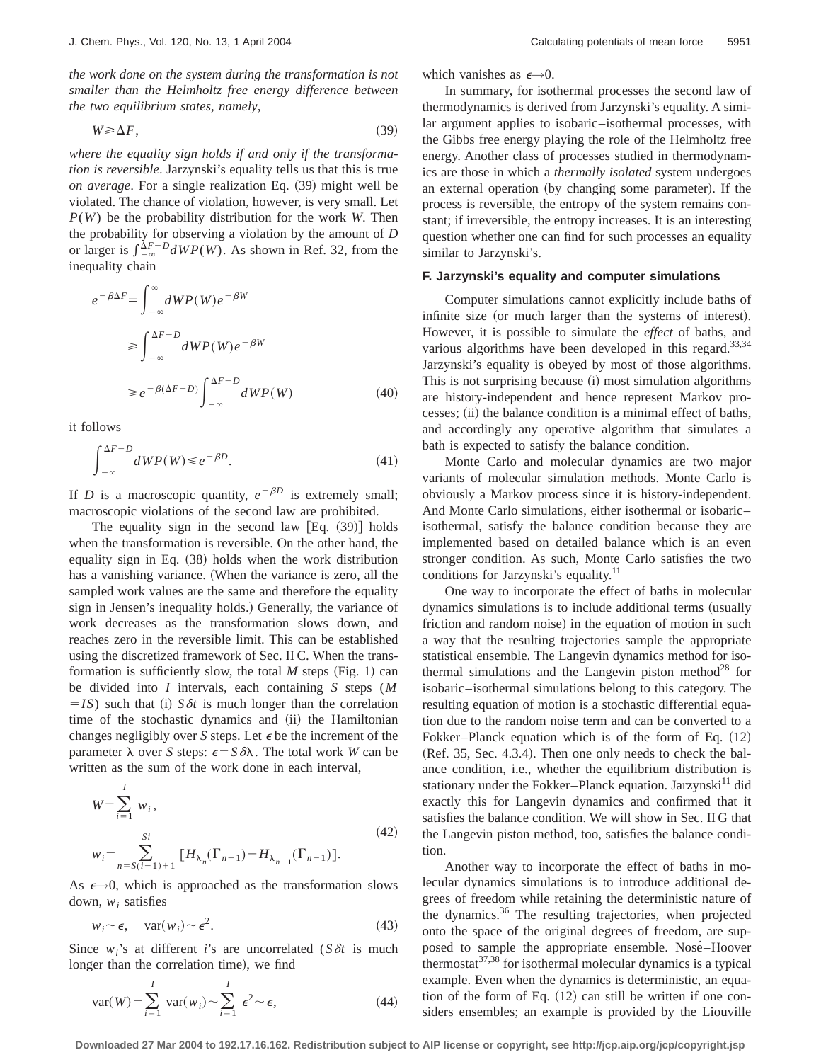*the work done on the system during the transformation is not smaller than the Helmholtz free energy difference between the two equilibrium states, namely*,

$$W \geq \Delta F, \tag{39}$$

*where the equality sign holds if and only if the transformation is reversible*. Jarzynski's equality tells us that this is true *on average*. For a single realization Eq. (39) might well be violated. The chance of violation, however, is very small. Let $P(W)$ be the probability distribution for the work $W$. Then the probability for observing a violation by the amount of $D$ or larger is $\int_{-\infty}^{\Delta F - D} dW P(W)$. As shown in Ref. 32, from the inequality chain

$$\begin{aligned} e^{-\beta \Delta F} &= \int_{-\infty}^{\infty} dW P(W) e^{-\beta W} \\ &\geq \int_{-\infty}^{\Delta F - D} dW P(W) e^{-\beta W} \\ &\geq e^{-\beta(\Delta F - D)} \int_{-\infty}^{\Delta F - D} dW P(W) \end{aligned} \tag{40}$$

it follows

$$\int_{-\infty}^{\Delta F - D} dW P(W) \leq e^{-\beta D}. \tag{41}$$

If $D$ is a macroscopic quantity, $e^{-\beta D}$ is extremely small; macroscopic violations of the second law are prohibited.

The equality sign in the second law [Eq. (39)] holds when the transformation is reversible. On the other hand, the equality sign in Eq. (38) holds when the work distribution has a vanishing variance. (When the variance is zero, all the sampled work values are the same and therefore the equality sign in Jensen's inequality holds.) Generally, the variance of work decreases as the transformation slows down, and reaches zero in the reversible limit. This can be established using the discretized framework of Sec. II C. When the transformation is sufficiently slow, the total $M$ steps (Fig. 1) can be divided into $I$ intervals, each containing $S$ steps ($M = IS$) such that (i) $S\delta t$ is much longer than the correlation time of the stochastic dynamics and (ii) the Hamiltonian changes negligibly over $S$ steps. Let $\epsilon$ be the increment of the parameter $\lambda$ over $S$ steps: $\epsilon = S\delta\lambda$. The total work $W$ can be written as the sum of the work done in each interval,

$$\begin{aligned} W &= \sum_{i=1}^{I} w_i, \\ w_i &= \sum_{n=S(i-1)+1}^{Si} [H_{\lambda_n}(\Gamma_{n-1}) - H_{\lambda_{n-1}}(\Gamma_{n-1})]. \end{aligned} \tag{42}$$

As $\epsilon \to 0$, which is approached as the transformation slows down, $w_i$ satisfies

$$w_i \sim \epsilon, \quad \mathrm{var}(w_i) \sim \epsilon^2. \tag{43}$$

Since $w_i$'s at different $i$'s are uncorrelated ($S\delta t$ is much longer than the correlation time), we find

$$\mathrm{var}(W) = \sum_{i=1}^{I} \mathrm{var}(w_i) \sim \sum_{i=1}^{I} \epsilon^2 \sim \epsilon, \tag{44}$$

which vanishes as $\epsilon \to 0$.

In summary, for isothermal processes the second law of thermodynamics is derived from Jarzynski's equality. A similar argument applies to isobaric–isothermal processes, with the Gibbs free energy playing the role of the Helmholtz free energy. Another class of processes studied in thermodynamics are those in which a *thermally isolated* system undergoes an external operation (by changing some parameter). If the process is reversible, the entropy of the system remains constant; if irreversible, the entropy increases. It is an interesting question whether one can find for such processes an equality similar to Jarzynski's.

### F. Jarzynski's equality and computer simulations

Computer simulations cannot explicitly include baths of infinite size (or much larger than the systems of interest). However, it is possible to simulate the *effect* of baths, and various algorithms have been developed in this regard.[33,34] Jarzynski's equality is obeyed by most of those algorithms. This is not surprising because (i) most simulation algorithms are history-independent and hence represent Markov processes; (ii) the balance condition is a minimal effect of baths, and accordingly any operative algorithm that simulates a bath is expected to satisfy the balance condition.

Monte Carlo and molecular dynamics are two major variants of molecular simulation methods. Monte Carlo is obviously a Markov process since it is history-independent. And Monte Carlo simulations, either isothermal or isobaric–isothermal, satisfy the balance condition because they are implemented based on detailed balance which is an even stronger condition. As such, Monte Carlo satisfies the two conditions for Jarzynski's equality.[11]

One way to incorporate the effect of baths in molecular dynamics simulations is to include additional terms (usually friction and random noise) in the equation of motion in such a way that the resulting trajectories sample the appropriate statistical ensemble. The Langevin dynamics method for isothermal simulations and the Langevin piston method[28] for isobaric–isothermal simulations belong to this category. The resulting equation of motion is a stochastic differential equation due to the random noise term and can be converted to a Fokker–Planck equation which is of the form of Eq. (12) (Ref. 35, Sec. 4.3.4). Then one only needs to check the balance condition, i.e., whether the equilibrium distribution is stationary under the Fokker–Planck equation. Jarzynski[11] did exactly this for Langevin dynamics and confirmed that it satisfies the balance condition. We will show in Sec. II G that the Langevin piston method, too, satisfies the balance condition.

Another way to incorporate the effect of baths in molecular dynamics simulations is to introduce additional degrees of freedom while retaining the deterministic nature of the dynamics.[36] The resulting trajectories, when projected onto the space of the original degrees of freedom, are supposed to sample the appropriate ensemble. Nosé–Hoover thermostat[37,38] for isothermal molecular dynamics is a typical example. Even when the dynamics is deterministic, an equation of the form of Eq. (12) can still be written if one considers ensembles; an example is provided by the Liouville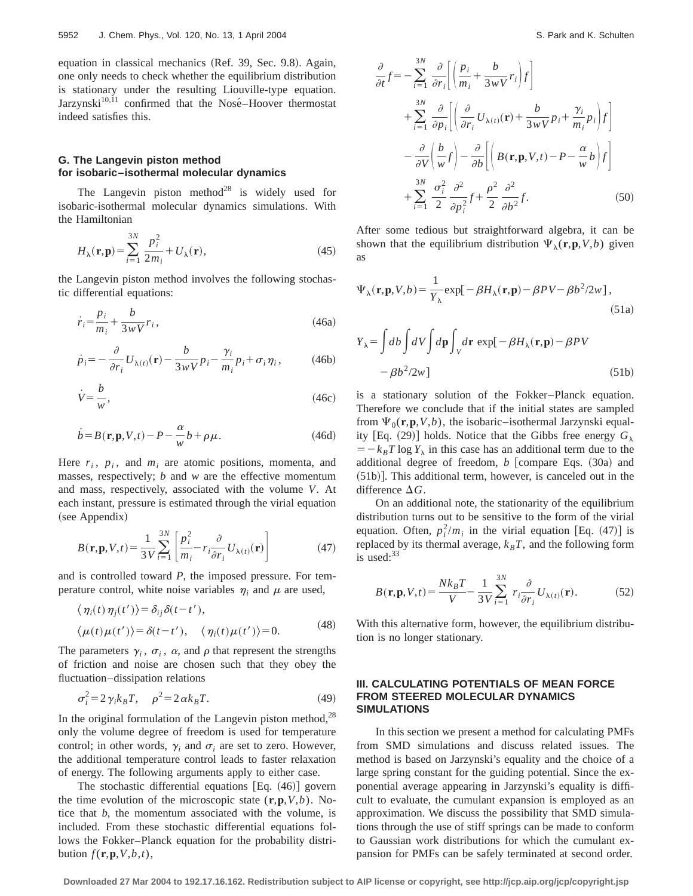equation in classical mechanics (Ref. 39, Sec. 9.8). Again, one only needs to check whether the equilibrium distribution is stationary under the resulting Liouville-type equation. Jarzynski[10,11] confirmed that the Nosé–Hoover thermostat indeed satisfies this.

### G. The Langevin piston method for isobaric–isothermal molecular dynamics

The Langevin piston method[28] is widely used for isobaric-isothermal molecular dynamics simulations. With the Hamiltonian

$$H_\lambda(\mathbf{r},\mathbf{p}) = \sum_{i=1}^{3N} \frac{p_i^2}{2m_i} + U_\lambda(\mathbf{r}), \tag{45}$$

the Langevin piston method involves the following stochastic differential equations:

$$\dot{r}_i = \frac{p_i}{m_i} + \frac{b}{3wV} r_i, \tag{46a}$$

$$\dot{p}_i = -\frac{\partial}{\partial r_i} U_{\lambda(t)}(\mathbf{r}) - \frac{b}{3wV} p_i - \frac{\gamma_i}{m_i} p_i + \sigma_i \eta_i, \tag{46b}$$

$$\dot{V} = \frac{b}{w}, \tag{46c}$$

$$\dot{b} = B(\mathbf{r},\mathbf{p},V,t) - P - \frac{\alpha}{w} b + \rho\mu. \tag{46d}$$

Here $r_i$, $p_i$, and $m_i$ are atomic positions, momenta, and masses, respectively; $b$ and $w$ are the effective momentum and mass, respectively, associated with the volume $V$. At each instant, pressure is estimated through the virial equation (see Appendix)

$$B(\mathbf{r},\mathbf{p},V,t) = \frac{1}{3V} \sum_{i=1}^{3N} \left[ \frac{p_i^2}{m_i} - r_i \frac{\partial}{\partial r_i} U_{\lambda(t)}(\mathbf{r}) \right] \tag{47}$$

and is controlled toward $P$, the imposed pressure. For temperature control, white noise variables $\eta_i$ and $\mu$ are used,

$$\langle \eta_i(t)\eta_j(t')\rangle = \delta_{ij}\delta(t-t'),$$
$$\langle \mu(t)\mu(t')\rangle = \delta(t-t'), \quad \langle \eta_i(t)\mu(t')\rangle = 0. \tag{48}$$

The parameters $\gamma_i$, $\sigma_i$, $\alpha$, and $\rho$ that represent the strengths of friction and noise are chosen such that they obey the fluctuation–dissipation relations

$$\sigma_i^2 = 2\gamma_i k_B T, \quad \rho^2 = 2\alpha k_B T. \tag{49}$$

In the original formulation of the Langevin piston method,[28] only the volume degree of freedom is used for temperature control; in other words, $\gamma_i$ and $\sigma_i$ are set to zero. However, the additional temperature control leads to faster relaxation of energy. The following arguments apply to either case.

The stochastic differential equations [Eq. (46)] govern the time evolution of the microscopic state $(\mathbf{r},\mathbf{p},V,b)$. Notice that $b$, the momentum associated with the volume, is included. From these stochastic differential equations follows the Fokker–Planck equation for the probability distribution $f(\mathbf{r},\mathbf{p},V,b,t)$,

$$\begin{aligned}\frac{\partial}{\partial t} f = &-\sum_{i=1}^{3N} \frac{\partial}{\partial r_i}\left[\left(\frac{p_i}{m_i} + \frac{b}{3wV} r_i\right) f\right] \\ &+ \sum_{i=1}^{3N} \frac{\partial}{\partial p_i}\left[\left(\frac{\partial}{\partial r_i} U_{\lambda(t)}(\mathbf{r}) + \frac{b}{3wV} p_i + \frac{\gamma_i}{m_i} p_i\right) f\right] \\ &- \frac{\partial}{\partial V}\left(\frac{b}{w} f\right) - \frac{\partial}{\partial b}\left[\left(B(\mathbf{r},\mathbf{p},V,t) - P - \frac{\alpha}{w} b\right) f\right] \\ &+ \sum_{i=1}^{3N} \frac{\sigma_i^2}{2} \frac{\partial^2}{\partial p_i^2} f + \frac{\rho^2}{2} \frac{\partial^2}{\partial b^2} f.\end{aligned} \tag{50}$$

After some tedious but straightforward algebra, it can be shown that the equilibrium distribution $\Psi_\lambda(\mathbf{r},\mathbf{p},V,b)$ given as

$$\Psi_\lambda(\mathbf{r},\mathbf{p},V,b) = \frac{1}{Y_\lambda} \exp[-\beta H_\lambda(\mathbf{r},\mathbf{p}) - \beta PV - \beta b^2/2w], \tag{51a}$$

$$Y_\lambda = \int db \int dV \int d\mathbf{p} \int_V d\mathbf{r}\, \exp[-\beta H_\lambda(\mathbf{r},\mathbf{p}) - \beta PV - \beta b^2/2w] \tag{51b}$$

is a stationary solution of the Fokker–Planck equation. Therefore we conclude that if the initial states are sampled from $\Psi_0(\mathbf{r},\mathbf{p},V,b)$, the isobaric–isothermal Jarzynski equality [Eq. (29)] holds. Notice that the Gibbs free energy $G_\lambda = -k_B T \log Y_\lambda$ in this case has an additional term due to the additional degree of freedom, $b$ [compare Eqs. (30a) and (51b)]. This additional term, however, is canceled out in the difference $\Delta G$.

On an additional note, the stationarity of the equilibrium distribution turns out to be sensitive to the form of the virial equation. Often, $p_i^2/m_i$ in the virial equation [Eq. (47)] is replaced by its thermal average, $k_B T$, and the following form is used:[33]

$$B(\mathbf{r},\mathbf{p},V,t) = \frac{Nk_B T}{V} - \frac{1}{3V} \sum_{i=1}^{3N} r_i \frac{\partial}{\partial r_i} U_{\lambda(t)}(\mathbf{r}). \tag{52}$$

With this alternative form, however, the equilibrium distribution is no longer stationary.

## III. CALCULATING POTENTIALS OF MEAN FORCE FROM STEERED MOLECULAR DYNAMICS SIMULATIONS

In this section we present a method for calculating PMFs from SMD simulations and discuss related issues. The method is based on Jarzynski's equality and the choice of a large spring constant for the guiding potential. Since the exponential average appearing in Jarzynski's equality is difficult to evaluate, the cumulant expansion is employed as an approximation. We discuss the possibility that SMD simulations through the use of stiff springs can be made to conform to Gaussian work distributions for which the cumulant expansion for PMFs can be safely terminated at second order.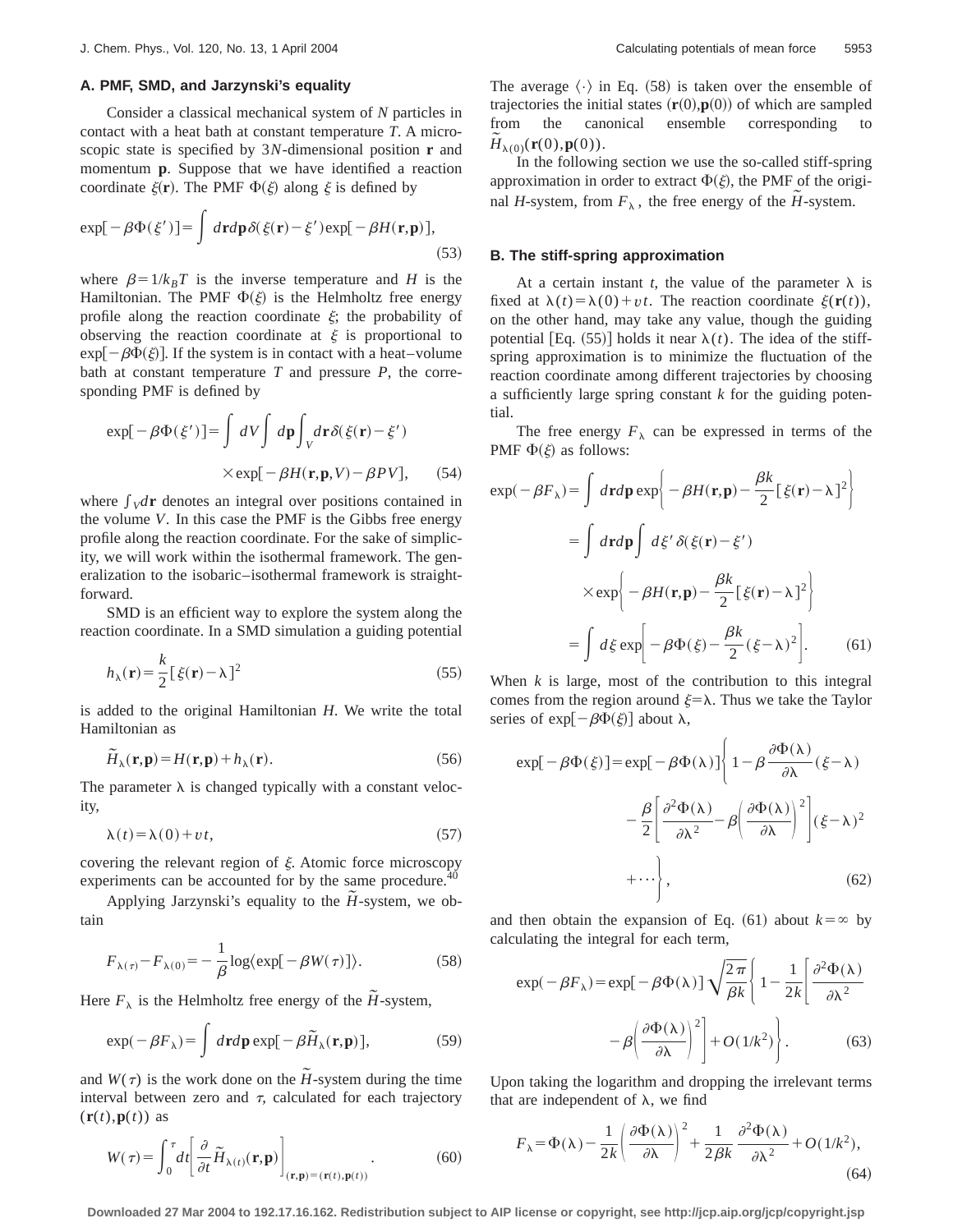### A. PMF, SMD, and Jarzynski's equality

Consider a classical mechanical system of $N$ particles in contact with a heat bath at constant temperature $T$. A microscopic state is specified by $3N$-dimensional position $\mathbf{r}$ and momentum $\mathbf{p}$. Suppose that we have identified a reaction coordinate $\xi(\mathbf{r})$. The PMF $\Phi(\xi)$ along $\xi$ is defined by

$$\exp[-\beta\Phi(\xi')] = \int d\mathbf{r}d\mathbf{p}\,\delta(\xi(\mathbf{r})-\xi')\exp[-\beta H(\mathbf{r},\mathbf{p})], \tag{53}$$

where $\beta = 1/k_BT$ is the inverse temperature and $H$ is the Hamiltonian. The PMF $\Phi(\xi)$ is the Helmholtz free energy profile along the reaction coordinate $\xi$; the probability of observing the reaction coordinate at $\xi$ is proportional to $\exp[-\beta\Phi(\xi)]$. If the system is in contact with a heat–volume bath at constant temperature $T$ and pressure $P$, the corresponding PMF is defined by

$$\exp[-\beta\Phi(\xi')] = \int dV \int d\mathbf{p}\int_V d\mathbf{r}\,\delta(\xi(\mathbf{r})-\xi') \times\exp[-\beta H(\mathbf{r},\mathbf{p},V)-\beta PV], \tag{54}$$

where $\int_V d\mathbf{r}$ denotes an integral over positions contained in the volume $V$. In this case the PMF is the Gibbs free energy profile along the reaction coordinate. For the sake of simplicity, we will work within the isothermal framework. The generalization to the isobaric–isothermal framework is straightforward.

SMD is an efficient way to explore the system along the reaction coordinate. In a SMD simulation a guiding potential

$$h_\lambda(\mathbf{r}) = \frac{k}{2}[\xi(\mathbf{r})-\lambda]^2 \tag{55}$$

is added to the original Hamiltonian $H$. We write the total Hamiltonian as

$$\tilde{H}_\lambda(\mathbf{r},\mathbf{p}) = H(\mathbf{r},\mathbf{p}) + h_\lambda(\mathbf{r}). \tag{56}$$

The parameter $\lambda$ is changed typically with a constant velocity,

$$\lambda(t) = \lambda(0) + vt, \tag{57}$$

covering the relevant region of $\xi$. Atomic force microscopy experiments can be accounted for by the same procedure.[40]

Applying Jarzynski's equality to the $\tilde{H}$-system, we obtain

$$F_{\lambda(\tau)} - F_{\lambda(0)} = -\frac{1}{\beta}\log\langle\exp[-\beta W(\tau)]\rangle. \tag{58}$$

Here $F_\lambda$ is the Helmholtz free energy of the $\tilde{H}$-system,

$$\exp(-\beta F_\lambda) = \int d\mathbf{r}d\mathbf{p}\exp[-\beta\tilde{H}_\lambda(\mathbf{r},\mathbf{p})], \tag{59}$$

and $W(\tau)$ is the work done on the $\tilde{H}$-system during the time interval between zero and $\tau$, calculated for each trajectory $(\mathbf{r}(t),\mathbf{p}(t))$ as

$$W(\tau) = \int_0^\tau dt\left[\frac{\partial}{\partial t}\tilde{H}_{\lambda(t)}(\mathbf{r},\mathbf{p})\right]_{(\mathbf{r},\mathbf{p})=(\mathbf{r}(t),\mathbf{p}(t))}. \tag{60}$$

The average $\langle\cdot\rangle$ in Eq. (58) is taken over the ensemble of trajectories the initial states $(\mathbf{r}(0),\mathbf{p}(0))$ of which are sampled from the canonical ensemble corresponding to $\tilde{H}_{\lambda(0)}(\mathbf{r}(0),\mathbf{p}(0))$.

In the following section we use the so-called stiff-spring approximation in order to extract $\Phi(\xi)$, the PMF of the original $H$-system, from $F_\lambda$, the free energy of the $\tilde{H}$-system.

### B. The stiff-spring approximation

At a certain instant $t$, the value of the parameter $\lambda$ is fixed at $\lambda(t) = \lambda(0) + vt$. The reaction coordinate $\xi(\mathbf{r}(t))$, on the other hand, may take any value, though the guiding potential [Eq. (55)] holds it near $\lambda(t)$. The idea of the stiff-spring approximation is to minimize the fluctuation of the reaction coordinate among different trajectories by choosing a sufficiently large spring constant $k$ for the guiding potential.

The free energy $F_\lambda$ can be expressed in terms of the PMF $\Phi(\xi)$ as follows:

$$\begin{aligned}\exp(-\beta F_\lambda) &= \int d\mathbf{r}d\mathbf{p}\exp\left\{-\beta H(\mathbf{r},\mathbf{p}) - \frac{\beta k}{2}[\xi(\mathbf{r})-\lambda]^2\right\}\\ &= \int d\mathbf{r}d\mathbf{p}\int d\xi'\,\delta(\xi(\mathbf{r})-\xi')\\ &\quad\times\exp\left\{-\beta H(\mathbf{r},\mathbf{p}) - \frac{\beta k}{2}[\xi(\mathbf{r})-\lambda]^2\right\}\\ &= \int d\xi\exp\left[-\beta\Phi(\xi) - \frac{\beta k}{2}(\xi-\lambda)^2\right].\end{aligned} \tag{61}$$

When $k$ is large, most of the contribution to this integral comes from the region around $\xi=\lambda$. Thus we take the Taylor series of $\exp[-\beta\Phi(\xi)]$ about $\lambda$,

$$\begin{aligned}\exp[-\beta\Phi(\xi)] = \exp[-\beta\Phi(\lambda)]\Bigg\{&1 - \beta\frac{\partial\Phi(\lambda)}{\partial\lambda}(\xi-\lambda)\\ &- \frac{\beta}{2}\left[\frac{\partial^2\Phi(\lambda)}{\partial\lambda^2} - \beta\left(\frac{\partial\Phi(\lambda)}{\partial\lambda}\right)^2\right](\xi-\lambda)^2\\ &+\cdots\Bigg\},\end{aligned} \tag{62}$$

and then obtain the expansion of Eq. (61) about $k=\infty$ by calculating the integral for each term,

$$\exp(-\beta F_\lambda) = \exp[-\beta\Phi(\lambda)]\sqrt{\frac{2\pi}{\beta k}}\left\{1 - \frac{1}{2k}\left[\frac{\partial^2\Phi(\lambda)}{\partial\lambda^2} - \beta\left(\frac{\partial\Phi(\lambda)}{\partial\lambda}\right)^2\right] + O(1/k^2)\right\}. \tag{63}$$

Upon taking the logarithm and dropping the irrelevant terms that are independent of $\lambda$, we find

$$F_\lambda = \Phi(\lambda) - \frac{1}{2k}\left(\frac{\partial\Phi(\lambda)}{\partial\lambda}\right)^2 + \frac{1}{2\beta k}\frac{\partial^2\Phi(\lambda)}{\partial\lambda^2} + O(1/k^2), \tag{64}$$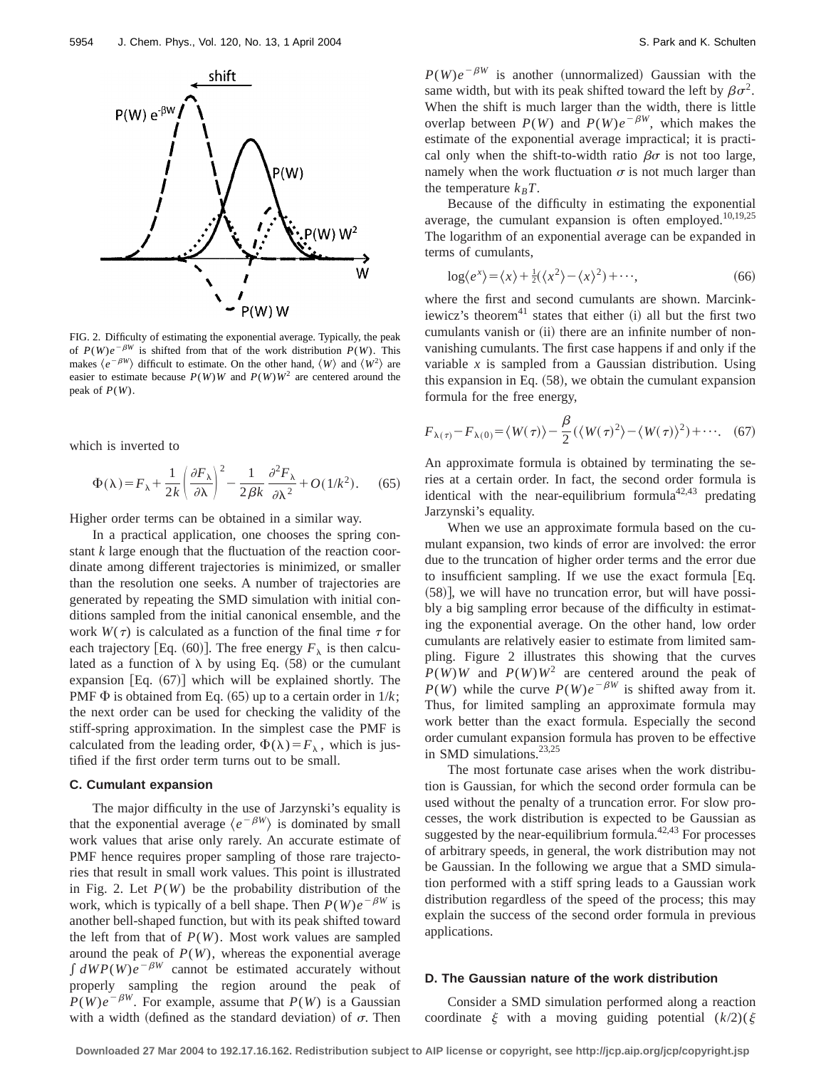FIG. 2. Difficulty of estimating the exponential average. Typically, the peak of $P(W)e^{-\beta W}$ is shifted from that of the work distribution $P(W)$. This makes $\langle e^{-\beta W}\rangle$ difficult to estimate. On the other hand, $\langle W\rangle$ and $\langle W^2\rangle$ are easier to estimate because $P(W)W$ and $P(W)W^2$ are centered around the peak of $P(W)$.

which is inverted to

$$\Phi(\lambda)=F_\lambda+\frac{1}{2k}\left(\frac{\partial F_\lambda}{\partial\lambda}\right)^2-\frac{1}{2\beta k}\frac{\partial^2 F_\lambda}{\partial\lambda^2}+O(1/k^2). \quad (65)$$

Higher order terms can be obtained in a similar way.

In a practical application, one chooses the spring constant $k$ large enough that the fluctuation of the reaction coordinate among different trajectories is minimized, or smaller than the resolution one seeks. A number of trajectories are generated by repeating the SMD simulation with initial conditions sampled from the initial canonical ensemble, and the work $W(\tau)$ is calculated as a function of the final time $\tau$ for each trajectory [Eq. (60)]. The free energy $F_\lambda$ is then calculated as a function of $\lambda$ by using Eq. (58) or the cumulant expansion [Eq. (67)] which will be explained shortly. The PMF $\Phi$ is obtained from Eq. (65) up to a certain order in $1/k$; the next order can be used for checking the validity of the stiff-spring approximation. In the simplest case the PMF is calculated from the leading order, $\Phi(\lambda)=F_\lambda$, which is justified if the first order term turns out to be small.

### C. Cumulant expansion

The major difficulty in the use of Jarzynski's equality is that the exponential average $\langle e^{-\beta W}\rangle$ is dominated by small work values that arise only rarely. An accurate estimate of PMF hence requires proper sampling of those rare trajectories that result in small work values. This point is illustrated in Fig. 2. Let $P(W)$ be the probability distribution of the work, which is typically of a bell shape. Then $P(W)e^{-\beta W}$ is another bell-shaped function, but with its peak shifted toward the left from that of $P(W)$. Most work values are sampled around the peak of $P(W)$, whereas the exponential average $\int dW P(W)e^{-\beta W}$ cannot be estimated accurately without properly sampling the region around the peak of $P(W)e^{-\beta W}$. For example, assume that $P(W)$ is a Gaussian with a width (defined as the standard deviation) of $\sigma$. Then $P(W)e^{-\beta W}$ is another (unnormalized) Gaussian with the same width, but with its peak shifted toward the left by $\beta\sigma^2$. When the shift is much larger than the width, there is little overlap between $P(W)$ and $P(W)e^{-\beta W}$, which makes the estimate of the exponential average impractical; it is practical only when the shift-to-width ratio $\beta\sigma$ is not too large, namely when the work fluctuation $\sigma$ is not much larger than the temperature $k_BT$.

Because of the difficulty in estimating the exponential average, the cumulant expansion is often employed.[10,19,25] The logarithm of an exponential average can be expanded in terms of cumulants,

$$\log\langle e^x\rangle=\langle x\rangle+\tfrac{1}{2}(\langle x^2\rangle-\langle x\rangle^2)+\cdots, \quad (66)$$

where the first and second cumulants are shown. Marcinkiewicz's theorem[41] states that either (i) all but the first two cumulants vanish or (ii) there are an infinite number of nonvanishing cumulants. The first case happens if and only if the variable $x$ is sampled from a Gaussian distribution. Using this expansion in Eq. (58), we obtain the cumulant expansion formula for the free energy,

$$F_{\lambda(\tau)}-F_{\lambda(0)}=\langle W(\tau)\rangle-\frac{\beta}{2}(\langle W(\tau)^2\rangle-\langle W(\tau)\rangle^2)+\cdots. \quad (67)$$

An approximate formula is obtained by terminating the series at a certain order. In fact, the second order formula is identical with the near-equilibrium formula[42,43] predating Jarzynski's equality.

When we use an approximate formula based on the cumulant expansion, two kinds of error are involved: the error due to the truncation of higher order terms and the error due to insufficient sampling. If we use the exact formula [Eq. (58)], we will have no truncation error, but will have possibly a big sampling error because of the difficulty in estimating the exponential average. On the other hand, low order cumulants are relatively easier to estimate from limited sampling. Figure 2 illustrates this showing that the curves $P(W)W$ and $P(W)W^2$ are centered around the peak of $P(W)$ while the curve $P(W)e^{-\beta W}$ is shifted away from it. Thus, for limited sampling an approximate formula may work better than the exact formula. Especially the second order cumulant expansion formula has proven to be effective in SMD simulations.[23,25]

The most fortunate case arises when the work distribution is Gaussian, for which the second order formula can be used without the penalty of a truncation error. For slow processes, the work distribution is expected to be Gaussian as suggested by the near-equilibrium formula.[42,43] For processes of arbitrary speeds, in general, the work distribution may not be Gaussian. In the following we argue that a SMD simulation performed with a stiff spring leads to a Gaussian work distribution regardless of the speed of the process; this may explain the success of the second order formula in previous applications.

### D. The Gaussian nature of the work distribution

Consider a SMD simulation performed along a reaction coordinate $\xi$ with a moving guiding potential $(k/2)(\xi$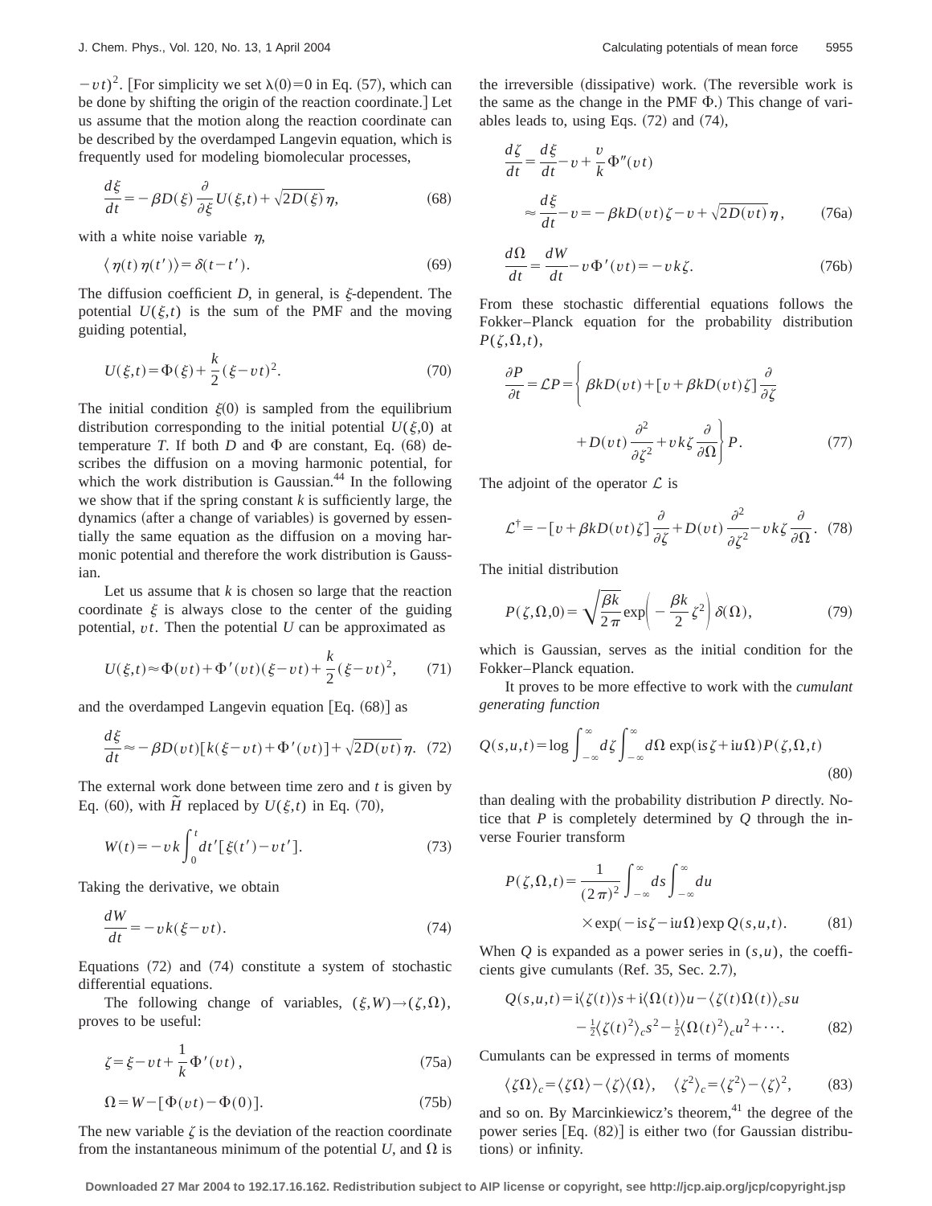$-vt)^2$. [For simplicity we set $\lambda(0)=0$ in Eq. (57), which can be done by shifting the origin of the reaction coordinate.] Let us assume that the motion along the reaction coordinate can be described by the overdamped Langevin equation, which is frequently used for modeling biomolecular processes,

$$\frac{d\xi}{dt} = -\beta D(\xi) \frac{\partial}{\partial \xi} U(\xi,t) + \sqrt{2D(\xi)}\,\eta, \tag{68}$$

with a white noise variable $\eta$,

$$\langle \eta(t)\eta(t')\rangle = \delta(t-t'). \tag{69}$$

The diffusion coefficient $D$, in general, is $\xi$-dependent. The potential $U(\xi,t)$ is the sum of the PMF and the moving guiding potential,

$$U(\xi,t) = \Phi(\xi) + \frac{k}{2}(\xi - vt)^2. \tag{70}$$

The initial condition $\xi(0)$ is sampled from the equilibrium distribution corresponding to the initial potential $U(\xi,0)$ at temperature $T$. If both $D$ and $\Phi$ are constant, Eq. (68) describes the diffusion on a moving harmonic potential, for which the work distribution is Gaussian.[44] In the following we show that if the spring constant $k$ is sufficiently large, the dynamics (after a change of variables) is governed by essentially the same equation as the diffusion on a moving harmonic potential and therefore the work distribution is Gaussian.

Let us assume that $k$ is chosen so large that the reaction coordinate $\xi$ is always close to the center of the guiding potential, $vt$. Then the potential $U$ can be approximated as

$$U(\xi,t) \approx \Phi(vt) + \Phi'(vt)(\xi - vt) + \frac{k}{2}(\xi - vt)^2, \tag{71}$$

and the overdamped Langevin equation [Eq. (68)] as

$$\frac{d\xi}{dt} \approx -\beta D(vt)[k(\xi - vt) + \Phi'(vt)] + \sqrt{2D(vt)}\,\eta. \tag{72}$$

The external work done between time zero and $t$ is given by Eq. (60), with $\tilde{H}$ replaced by $U(\xi,t)$ in Eq. (70),

$$W(t) = -vk \int_0^t dt' [\xi(t') - vt']. \tag{73}$$

Taking the derivative, we obtain

$$\frac{dW}{dt} = -vk(\xi - vt). \tag{74}$$

Equations (72) and (74) constitute a system of stochastic differential equations.

The following change of variables, $(\xi,W) \to (\zeta,\Omega)$, proves to be useful:

$$\zeta = \xi - vt + \frac{1}{k}\Phi'(vt), \tag{75a}$$

$$\Omega = W - [\Phi(vt) - \Phi(0)]. \tag{75b}$$

The new variable $\zeta$ is the deviation of the reaction coordinate from the instantaneous minimum of the potential $U$, and $\Omega$ is the irreversible (dissipative) work. (The reversible work is the same as the change in the PMF $\Phi$.) This change of variables leads to, using Eqs. (72) and (74),

$$\begin{aligned}\frac{d\zeta}{dt} &= \frac{d\xi}{dt} - v + \frac{v}{k}\Phi''(vt) \\ &\approx \frac{d\xi}{dt} - v = -\beta k D(vt)\zeta - v + \sqrt{2D(vt)}\,\eta,\end{aligned} \tag{76a}$$

$$\frac{d\Omega}{dt} = \frac{dW}{dt} - v\Phi'(vt) = -vk\zeta. \tag{76b}$$

From these stochastic differential equations follows the Fokker–Planck equation for the probability distribution $P(\zeta,\Omega,t)$,

$$\begin{aligned}\frac{\partial P}{\partial t} = \mathcal{L}P = \Bigg\{ &\beta k D(vt) + [v + \beta k D(vt)\zeta]\frac{\partial}{\partial \zeta} \\ &+ D(vt)\frac{\partial^2}{\partial \zeta^2} + vk\zeta \frac{\partial}{\partial \Omega}\Bigg\} P.\end{aligned} \tag{77}$$

The adjoint of the operator $\mathcal{L}$ is

$$\mathcal{L}^\dagger = -[v + \beta k D(vt)\zeta]\frac{\partial}{\partial \zeta} + D(vt)\frac{\partial^2}{\partial \zeta^2} - vk\zeta\frac{\partial}{\partial \Omega}. \tag{78}$$

The initial distribution

$$P(\zeta,\Omega,0) = \sqrt{\frac{\beta k}{2\pi}} \exp\left(-\frac{\beta k}{2}\zeta^2\right)\delta(\Omega), \tag{79}$$

which is Gaussian, serves as the initial condition for the Fokker–Planck equation.

It proves to be more effective to work with the *cumulant generating function*

$$Q(s,u,t) = \log \int_{-\infty}^{\infty} d\zeta \int_{-\infty}^{\infty} d\Omega\, \exp(\mathrm{i}s\zeta + \mathrm{i}u\Omega) P(\zeta,\Omega,t) \tag{80}$$

than dealing with the probability distribution $P$ directly. Notice that $P$ is completely determined by $Q$ through the inverse Fourier transform

$$\begin{aligned}P(\zeta,\Omega,t) = \frac{1}{(2\pi)^2}\int_{-\infty}^{\infty} ds \int_{-\infty}^{\infty} du \\ \times \exp(-\mathrm{i}s\zeta - \mathrm{i}u\Omega)\exp Q(s,u,t).\end{aligned} \tag{81}$$

When $Q$ is expanded as a power series in $(s,u)$, the coefficients give cumulants (Ref. 35, Sec. 2.7),

$$\begin{aligned}Q(s,u,t) = \mathrm{i}\langle \zeta(t)\rangle s + \mathrm{i}\langle \Omega(t)\rangle u - \langle \zeta(t)\Omega(t)\rangle_c su \\ - \tfrac{1}{2}\langle \zeta(t)^2\rangle_c s^2 - \tfrac{1}{2}\langle \Omega(t)^2\rangle_c u^2 + \cdots.\end{aligned} \tag{82}$$

Cumulants can be expressed in terms of moments

$$\langle \zeta\Omega\rangle_c = \langle \zeta\Omega\rangle - \langle \zeta\rangle\langle \Omega\rangle, \quad \langle \zeta^2\rangle_c = \langle \zeta^2\rangle - \langle \zeta\rangle^2, \tag{83}$$

and so on. By Marcinkiewicz's theorem,[41] the degree of the power series [Eq. (82)] is either two (for Gaussian distributions) or infinity.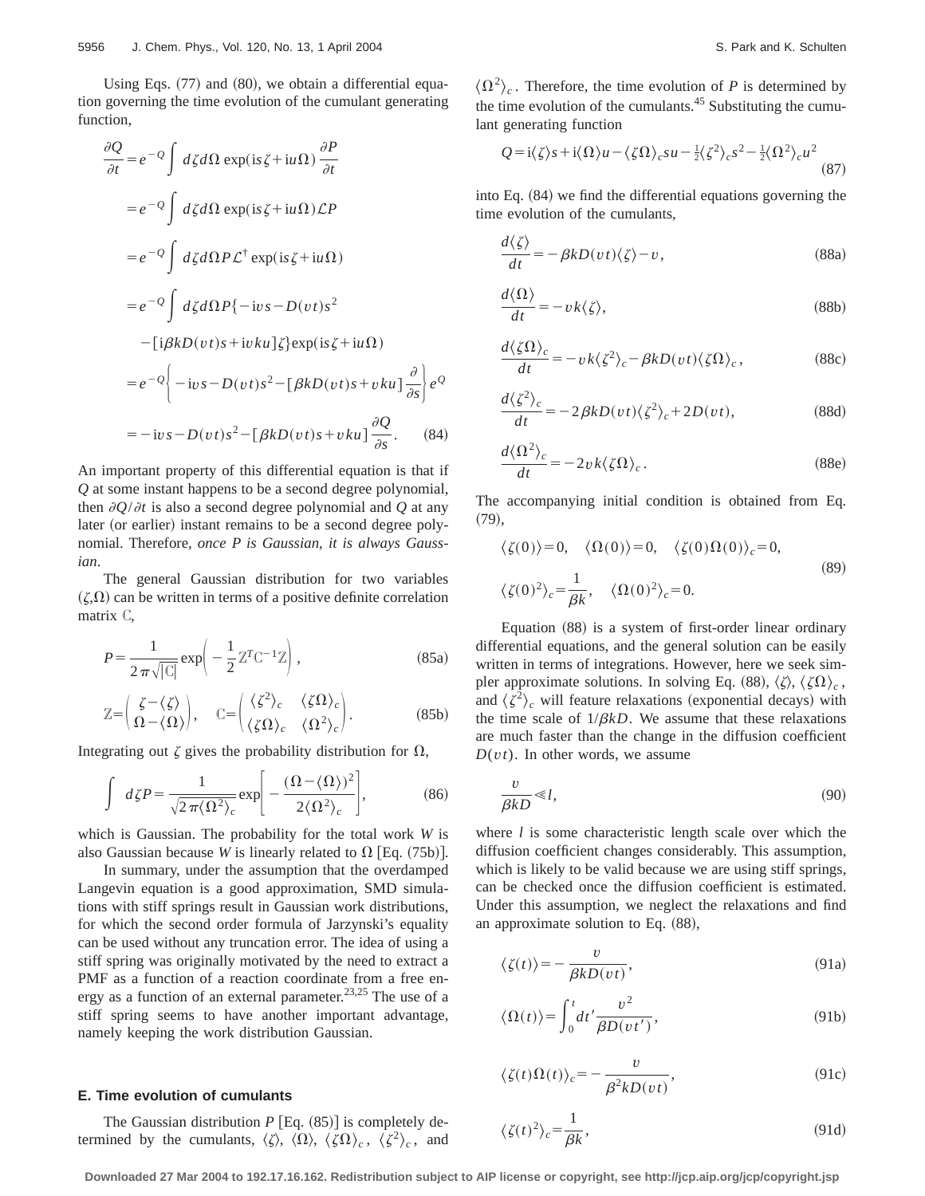Using Eqs. (77) and (80), we obtain a differential equation governing the time evolution of the cumulant generating function,

$$
\begin{aligned}
\frac{\partial Q}{\partial t} &= e^{-Q}\int d\zeta d\Omega \exp(\mathrm{i}s\zeta+\mathrm{i}u\Omega)\frac{\partial P}{\partial t} \\
&= e^{-Q}\int d\zeta d\Omega \exp(\mathrm{i}s\zeta+\mathrm{i}u\Omega)\mathcal{L}P \\
&= e^{-Q}\int d\zeta d\Omega P\mathcal{L}^{\dagger}\exp(\mathrm{i}s\zeta+\mathrm{i}u\Omega) \\
&= e^{-Q}\int d\zeta d\Omega P\{-\mathrm{i}vs-D(vt)s^2 \\
&\quad -[\mathrm{i}\beta kD(vt)s+\mathrm{i}vku]\zeta\}\exp(\mathrm{i}s\zeta+\mathrm{i}u\Omega) \\
&= e^{-Q}\left\{-\mathrm{i}vs-D(vt)s^2-[\beta kD(vt)s+vku]\frac{\partial}{\partial s}\right\}e^{Q} \\
&= -\mathrm{i}vs-D(vt)s^2-[\beta kD(vt)s+vku]\frac{\partial Q}{\partial s}.
\end{aligned}
\tag{84}
$$

An important property of this differential equation is that if $Q$ at some instant happens to be a second degree polynomial, then $\partial Q/\partial t$ is also a second degree polynomial and $Q$ at any later (or earlier) instant remains to be a second degree polynomial. Therefore, *once P is Gaussian, it is always Gaussian*.

The general Gaussian distribution for two variables $(\zeta,\Omega)$ can be written in terms of a positive definite correlation matrix $\mathbb{C}$,

$$
P=\frac{1}{2\pi\sqrt{|\mathbb{C}|}}\exp\left(-\frac{1}{2}\mathbb{Z}^T\mathbb{C}^{-1}\mathbb{Z}\right),
\tag{85a}
$$

$$
\mathbb{Z}=\begin{pmatrix}\zeta-\langle\zeta\rangle\\ \Omega-\langle\Omega\rangle\end{pmatrix},\quad \mathbb{C}=\begin{pmatrix}\langle\zeta^2\rangle_c & \langle\zeta\Omega\rangle_c\\ \langle\zeta\Omega\rangle_c & \langle\Omega^2\rangle_c\end{pmatrix}.
\tag{85b}
$$

Integrating out $\zeta$ gives the probability distribution for $\Omega$,

$$
\int d\zeta P=\frac{1}{\sqrt{2\pi\langle\Omega^2\rangle_c}}\exp\left[-\frac{(\Omega-\langle\Omega\rangle)^2}{2\langle\Omega^2\rangle_c}\right],
\tag{86}
$$

which is Gaussian. The probability for the total work $W$ is also Gaussian because $W$ is linearly related to $\Omega$ [Eq. (75b)].

In summary, under the assumption that the overdamped Langevin equation is a good approximation, SMD simulations with stiff springs result in Gaussian work distributions, for which the second order formula of Jarzynski's equality can be used without any truncation error. The idea of using a stiff spring was originally motivated by the need to extract a PMF as a function of a reaction coordinate from a free energy as a function of an external parameter.[23,25] The use of a stiff spring seems to have another important advantage, namely keeping the work distribution Gaussian.

### E. Time evolution of cumulants

The Gaussian distribution $P$ [Eq. (85)] is completely determined by the cumulants, $\langle\zeta\rangle$, $\langle\Omega\rangle$, $\langle\zeta\Omega\rangle_c$, $\langle\zeta^2\rangle_c$, and $\langle\Omega^2\rangle_c$. Therefore, the time evolution of $P$ is determined by the time evolution of the cumulants.[45] Substituting the cumulant generating function

$$
Q=\mathrm{i}\langle\zeta\rangle s+\mathrm{i}\langle\Omega\rangle u-\langle\zeta\Omega\rangle_c su-\tfrac{1}{2}\langle\zeta^2\rangle_c s^2-\tfrac{1}{2}\langle\Omega^2\rangle_c u^2
\tag{87}
$$

into Eq. (84) we find the differential equations governing the time evolution of the cumulants,

$$
\frac{d\langle\zeta\rangle}{dt}=-\beta kD(vt)\langle\zeta\rangle-v,
\tag{88a}
$$

$$
\frac{d\langle\Omega\rangle}{dt}=-vk\langle\zeta\rangle,
\tag{88b}
$$

$$
\frac{d\langle\zeta\Omega\rangle_c}{dt}=-vk\langle\zeta^2\rangle_c-\beta kD(vt)\langle\zeta\Omega\rangle_c,
\tag{88c}
$$

$$
\frac{d\langle\zeta^2\rangle_c}{dt}=-2\beta kD(vt)\langle\zeta^2\rangle_c+2D(vt),
\tag{88d}
$$

$$
\frac{d\langle\Omega^2\rangle_c}{dt}=-2vk\langle\zeta\Omega\rangle_c.
\tag{88e}
$$

The accompanying initial condition is obtained from Eq. (79),

$$
\begin{aligned}
&\langle\zeta(0)\rangle=0,\quad \langle\Omega(0)\rangle=0,\quad \langle\zeta(0)\Omega(0)\rangle_c=0,\\
&\langle\zeta(0)^2\rangle_c=\frac{1}{\beta k},\quad \langle\Omega(0)^2\rangle_c=0.
\end{aligned}
\tag{89}
$$

Equation (88) is a system of first-order linear ordinary differential equations, and the general solution can be easily written in terms of integrations. However, here we seek simpler approximate solutions. In solving Eq. (88), $\langle\zeta\rangle$, $\langle\zeta\Omega\rangle_c$, and $\langle\zeta^2\rangle_c$ will feature relaxations (exponential decays) with the time scale of $1/\beta kD$. We assume that these relaxations are much faster than the change in the diffusion coefficient $D(vt)$. In other words, we assume

$$
\frac{v}{\beta kD}\ll l,
\tag{90}
$$

where $l$ is some characteristic length scale over which the diffusion coefficient changes considerably. This assumption, which is likely to be valid because we are using stiff springs, can be checked once the diffusion coefficient is estimated. Under this assumption, we neglect the relaxations and find an approximate solution to Eq. (88),

$$
\langle\zeta(t)\rangle=-\frac{v}{\beta kD(vt)},
\tag{91a}
$$

$$
\langle\Omega(t)\rangle=\int_0^t dt'\frac{v^2}{\beta D(vt')},
\tag{91b}
$$

$$
\langle\zeta(t)\Omega(t)\rangle_c=-\frac{v}{\beta^2 kD(vt)},
\tag{91c}
$$

$$
\langle\zeta(t)^2\rangle_c=\frac{1}{\beta k},
\tag{91d}
$$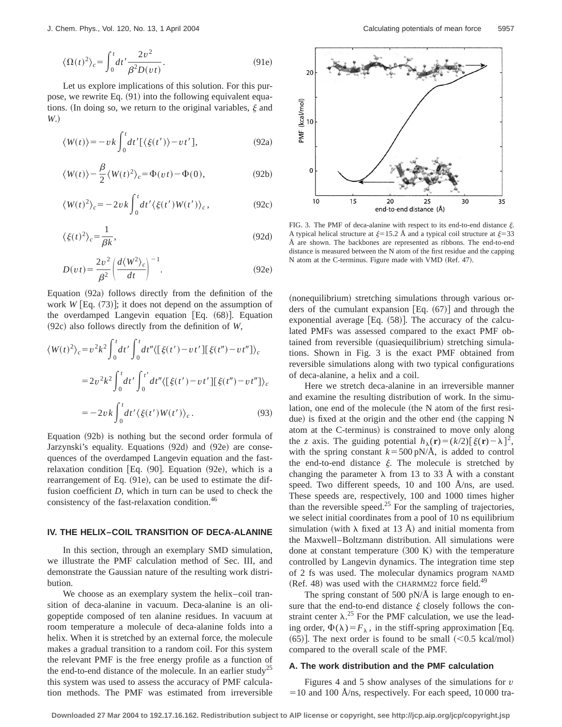$$\langle \Omega(t)^2 \rangle_c = \int_0^t dt' \frac{2v^2}{\beta^2 D(vt)}. \tag{91e}$$

Let us explore implications of this solution. For this purpose, we rewrite Eq. (91) into the following equivalent equations. (In doing so, we return to the original variables, $\xi$ and $W$.)

$$\langle W(t) \rangle = -vk \int_0^t dt' [\langle \xi(t') \rangle - vt'], \tag{92a}$$

$$\langle W(t) \rangle - \frac{\beta}{2} \langle W(t)^2 \rangle_c = \Phi(vt) - \Phi(0), \tag{92b}$$

$$\langle W(t)^2 \rangle_c = -2vk \int_0^t dt' \langle \xi(t') W(t') \rangle_c, \tag{92c}$$

$$\langle \xi(t)^2 \rangle_c = \frac{1}{\beta k}, \tag{92d}$$

$$D(vt) = \frac{2v^2}{\beta^2} \left( \frac{d\langle W^2 \rangle_c}{dt} \right)^{-1}. \tag{92e}$$

Equation (92a) follows directly from the definition of the work $W$ [Eq. (73)]; it does not depend on the assumption of the overdamped Langevin equation [Eq. (68)]. Equation (92c) also follows directly from the definition of $W$,

$$\begin{aligned} \langle W(t)^2 \rangle_c &= v^2 k^2 \int_0^t dt' \int_0^t dt'' \langle [\xi(t') - vt'][\xi(t'') - vt''] \rangle_c \\ &= 2v^2 k^2 \int_0^t dt' \int_0^{t'} dt'' \langle [\xi(t') - vt'][\xi(t'') - vt''] \rangle_c \\ &= -2vk \int_0^t dt' \langle \xi(t') W(t') \rangle_c. \end{aligned} \tag{93}$$

Equation (92b) is nothing but the second order formula of Jarzynski's equality. Equations (92d) and (92e) are consequences of the overdamped Langevin equation and the fast-relaxation condition [Eq. (90]. Equation (92e), which is a rearrangement of Eq. (91e), can be used to estimate the diffusion coefficient $D$, which in turn can be used to check the consistency of the fast-relaxation condition.[46]

## IV. THE HELIX–COIL TRANSITION OF DECA-ALANINE

In this section, through an exemplary SMD simulation, we illustrate the PMF calculation method of Sec. III, and demonstrate the Gaussian nature of the resulting work distribution.

We choose as an exemplary system the helix–coil transition of deca-alanine in vacuum. Deca-alanine is an oligopeptide composed of ten alanine residues. In vacuum at room temperature a molecule of deca-alanine folds into a helix. When it is stretched by an external force, the molecule makes a gradual transition to a random coil. For this system the relevant PMF is the free energy profile as a function of the end-to-end distance of the molecule. In an earlier study[25] this system was used to assess the accuracy of PMF calculation methods. The PMF was estimated from irreversible (nonequilibrium) stretching simulations through various orders of the cumulant expansion [Eq. (67)] and through the exponential average [Eq. (58)]. The accuracy of the calculated PMFs was assessed compared to the exact PMF obtained from reversible (quasiequilibrium) stretching simulations. Shown in Fig. 3 is the exact PMF obtained from reversible simulations along with two typical configurations of deca-alanine, a helix and a coil.

FIG. 3. The PMF of deca-alanine with respect to its end-to-end distance $\xi$. A typical helical structure at $\xi$=15.2 Å and a typical coil structure at $\xi$=33 Å are shown. The backbones are represented as ribbons. The end-to-end distance is measured between the N atom of the first residue and the capping N atom at the C-terminus. Figure made with VMD (Ref. 47).

Here we stretch deca-alanine in an irreversible manner and examine the resulting distribution of work. In the simulation, one end of the molecule (the N atom of the first residue) is fixed at the origin and the other end (the capping N atom at the C-terminus) is constrained to move only along the $z$ axis. The guiding potential $h_\lambda(\mathbf{r}) = (k/2)[\xi(\mathbf{r}) - \lambda]^2$, with the spring constant $k = 500$ pN/Å, is added to control the end-to-end distance $\xi$. The molecule is stretched by changing the parameter $\lambda$ from 13 to 33 Å with a constant speed. Two different speeds, 10 and 100 Å/ns, are used. These speeds are, respectively, 100 and 1000 times higher than the reversible speed.[25] For the sampling of trajectories, we select initial coordinates from a pool of 10 ns equilibrium simulation (with $\lambda$ fixed at 13 Å) and initial momenta from the Maxwell–Boltzmann distribution. All simulations were done at constant temperature (300 K) with the temperature controlled by Langevin dynamics. The integration time step of 2 fs was used. The molecular dynamics program NAMD (Ref. 48) was used with the CHARMM22 force field.[49]

The spring constant of 500 pN/Å is large enough to ensure that the end-to-end distance $\xi$ closely follows the constraint center $\lambda$.[25] For the PMF calculation, we use the leading order, $\Phi(\lambda) = F_\lambda$, in the stiff-spring approximation [Eq. (65)]. The next order is found to be small (<0.5 kcal/mol) compared to the overall scale of the PMF.

### A. The work distribution and the PMF calculation

Figures 4 and 5 show analyses of the simulations for $v$ = 10 and 100 Å/ns, respectively. For each speed, 10 000 tra-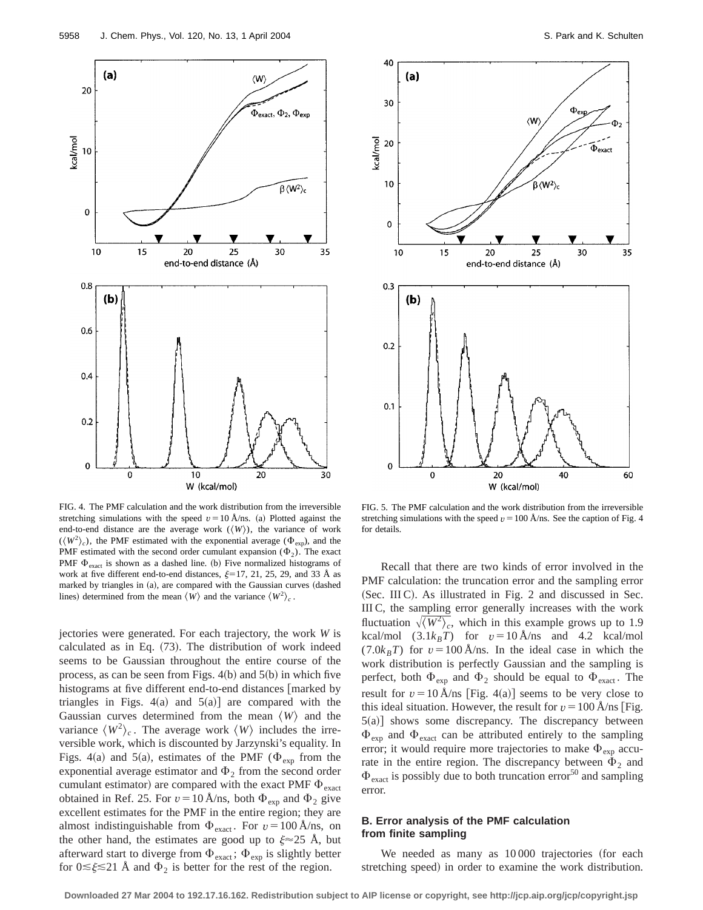FIG. 4. The PMF calculation and the work distribution from the irreversible stretching simulations with the speed $v = 10$ Å/ns. (a) Plotted against the end-to-end distance are the average work ($\langle W \rangle$), the variance of work ($\langle W^2 \rangle_c$), the PMF estimated with the exponential average ($\Phi_{\rm exp}$), and the PMF estimated with the second order cumulant expansion ($\Phi_2$). The exact PMF $\Phi_{\rm exact}$ is shown as a dashed line. (b) Five normalized histograms of work at five different end-to-end distances, $\xi = 17$, 21, 25, 29, and 33 Å as marked by triangles in (a), are compared with the Gaussian curves (dashed lines) determined from the mean $\langle W \rangle$ and the variance $\langle W^2 \rangle_c$.

FIG. 5. The PMF calculation and the work distribution from the irreversible stretching simulations with the speed $v = 100$ Å/ns. See the caption of Fig. 4 for details.

jectories were generated. For each trajectory, the work $W$ is calculated as in Eq. (73). The distribution of work indeed seems to be Gaussian throughout the entire course of the process, as can be seen from Figs. 4(b) and 5(b) in which five histograms at five different end-to-end distances [marked by triangles in Figs. 4(a) and 5(a)] are compared with the Gaussian curves determined from the mean $\langle W \rangle$ and the variance $\langle W^2 \rangle_c$. The average work $\langle W \rangle$ includes the irreversible work, which is discounted by Jarzynski's equality. In Figs. 4(a) and 5(a), estimates of the PMF ($\Phi_{\rm exp}$ from the exponential average estimator and $\Phi_2$ from the second order cumulant estimator) are compared with the exact PMF $\Phi_{\rm exact}$ obtained in Ref. 25. For $v = 10$ Å/ns, both $\Phi_{\rm exp}$ and $\Phi_2$ give excellent estimates for the PMF in the entire region; they are almost indistinguishable from $\Phi_{\rm exact}$. For $v = 100$ Å/ns, on the other hand, the estimates are good up to $\xi \approx 25$ Å, but afterward start to diverge from $\Phi_{\rm exact}$; $\Phi_{\rm exp}$ is slightly better for $0 \lesssim \xi \lesssim 21$ Å and $\Phi_2$ is better for the rest of the region.

Recall that there are two kinds of error involved in the PMF calculation: the truncation error and the sampling error (Sec. III C). As illustrated in Fig. 2 and discussed in Sec. III C, the sampling error generally increases with the work fluctuation $\sqrt{\langle W^2 \rangle_c}$, which in this example grows up to 1.9 kcal/mol ($3.1 k_B T$) for $v = 10$ Å/ns and 4.2 kcal/mol ($7.0 k_B T$) for $v = 100$ Å/ns. In the ideal case in which the work distribution is perfectly Gaussian and the sampling is perfect, both $\Phi_{\rm exp}$ and $\Phi_2$ should be equal to $\Phi_{\rm exact}$. The result for $v = 10$ Å/ns [Fig. 4(a)] seems to be very close to this ideal situation. However, the result for $v = 100$ Å/ns [Fig. 5(a)] shows some discrepancy. The discrepancy between $\Phi_{\rm exp}$ and $\Phi_{\rm exact}$ can be attributed entirely to the sampling error; it would require more trajectories to make $\Phi_{\rm exp}$ accurate in the entire region. The discrepancy between $\Phi_2$ and $\Phi_{\rm exact}$ is possibly due to both truncation error[50] and sampling error.

### B. Error analysis of the PMF calculation from finite sampling

We needed as many as 10 000 trajectories (for each stretching speed) in order to examine the work distribution.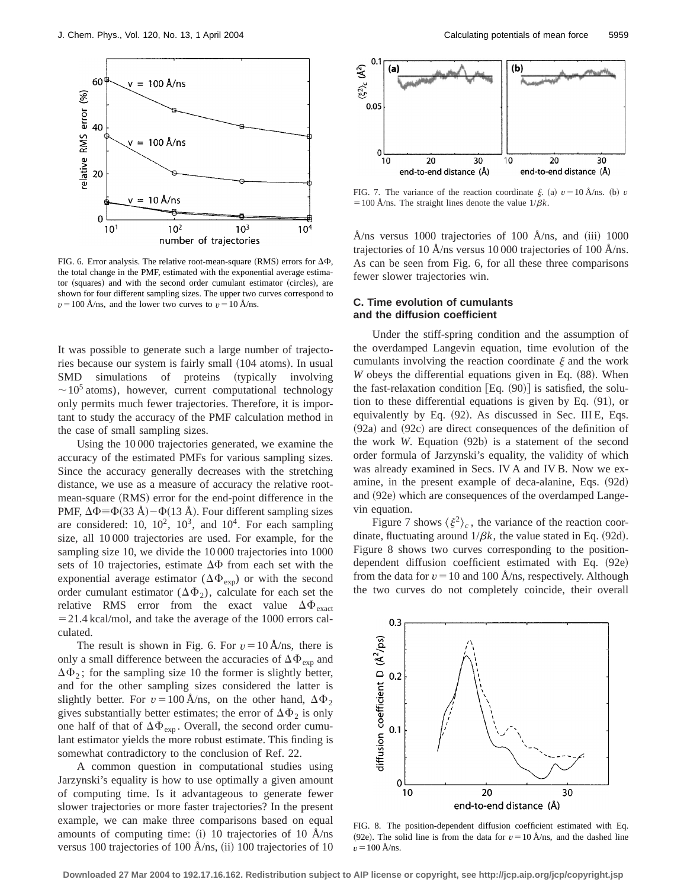FIG. 6. Error analysis. The relative root-mean-square (RMS) errors for $\Delta\Phi$, the total change in the PMF, estimated with the exponential average estimator (squares) and with the second order cumulant estimator (circles), are shown for four different sampling sizes. The upper two curves correspond to $v = 100$ Å/ns, and the lower two curves to $v = 10$ Å/ns.

It was possible to generate such a large number of trajectories because our system is fairly small (104 atoms). In usual SMD simulations of proteins (typically involving $\sim 10^5$ atoms), however, current computational technology only permits much fewer trajectories. Therefore, it is important to study the accuracy of the PMF calculation method in the case of small sampling sizes.

Using the 10 000 trajectories generated, we examine the accuracy of the estimated PMFs for various sampling sizes. Since the accuracy generally decreases with the stretching distance, we use as a measure of accuracy the relative root-mean-square (RMS) error for the end-point difference in the PMF, $\Delta\Phi \equiv \Phi(33\text{ Å}) - \Phi(13\text{ Å})$. Four different sampling sizes are considered: 10, $10^2$, $10^3$, and $10^4$. For each sampling size, all 10 000 trajectories are used. For example, for the sampling size 10, we divide the 10 000 trajectories into 1000 sets of 10 trajectories, estimate $\Delta\Phi$ from each set with the exponential average estimator ($\Delta\Phi_{\exp}$) or with the second order cumulant estimator ($\Delta\Phi_2$), calculate for each set the relative RMS error from the exact value $\Delta\Phi_{\text{exact}} = 21.4$ kcal/mol, and take the average of the 1000 errors calculated.

The result is shown in Fig. 6. For $v = 10$ Å/ns, there is only a small difference between the accuracies of $\Delta\Phi_{\exp}$ and $\Delta\Phi_2$; for the sampling size 10 the former is slightly better, and for the other sampling sizes considered the latter is slightly better. For $v = 100$ Å/ns, on the other hand, $\Delta\Phi_2$ gives substantially better estimates; the error of $\Delta\Phi_2$ is only one half of that of $\Delta\Phi_{\exp}$. Overall, the second order cumulant estimator yields the more robust estimate. This finding is somewhat contradictory to the conclusion of Ref. 22.

A common question in computational studies using Jarzynski's equality is how to use optimally a given amount of computing time. Is it advantageous to generate fewer slower trajectories or more faster trajectories? In the present example, we can make three comparisons based on equal amounts of computing time: (i) 10 trajectories of 10 Å/ns versus 100 trajectories of 100 Å/ns, (ii) 100 trajectories of 10 Å/ns versus 1000 trajectories of 100 Å/ns, and (iii) 1000 trajectories of 10 Å/ns versus 10 000 trajectories of 100 Å/ns. As can be seen from Fig. 6, for all these three comparisons fewer slower trajectories win.

FIG. 7. The variance of the reaction coordinate $\xi$. (a) $v = 10$ Å/ns. (b) $v = 100$ Å/ns. The straight lines denote the value $1/\beta k$.

### C. Time evolution of cumulants and the diffusion coefficient

Under the stiff-spring condition and the assumption of the overdamped Langevin equation, time evolution of the cumulants involving the reaction coordinate $\xi$ and the work $W$ obeys the differential equations given in Eq. (88). When the fast-relaxation condition [Eq. (90)] is satisfied, the solution to these differential equations is given by Eq. (91), or equivalently by Eq. (92). As discussed in Sec. III E, Eqs. (92a) and (92c) are direct consequences of the definition of the work $W$. Equation (92b) is a statement of the second order formula of Jarzynski's equality, the validity of which was already examined in Secs. IV A and IV B. Now we examine, in the present example of deca-alanine, Eqs. (92d) and (92e) which are consequences of the overdamped Langevin equation.

Figure 7 shows $\langle \xi^2 \rangle_c$, the variance of the reaction coordinate, fluctuating around $1/\beta k$, the value stated in Eq. (92d). Figure 8 shows two curves corresponding to the position-dependent diffusion coefficient estimated with Eq. (92e) from the data for $v = 10$ and 100 Å/ns, respectively. Although the two curves do not completely coincide, their overall

FIG. 8. The position-dependent diffusion coefficient estimated with Eq. (92e). The solid line is from the data for $v = 10$ Å/ns, and the dashed line $v = 100$ Å/ns.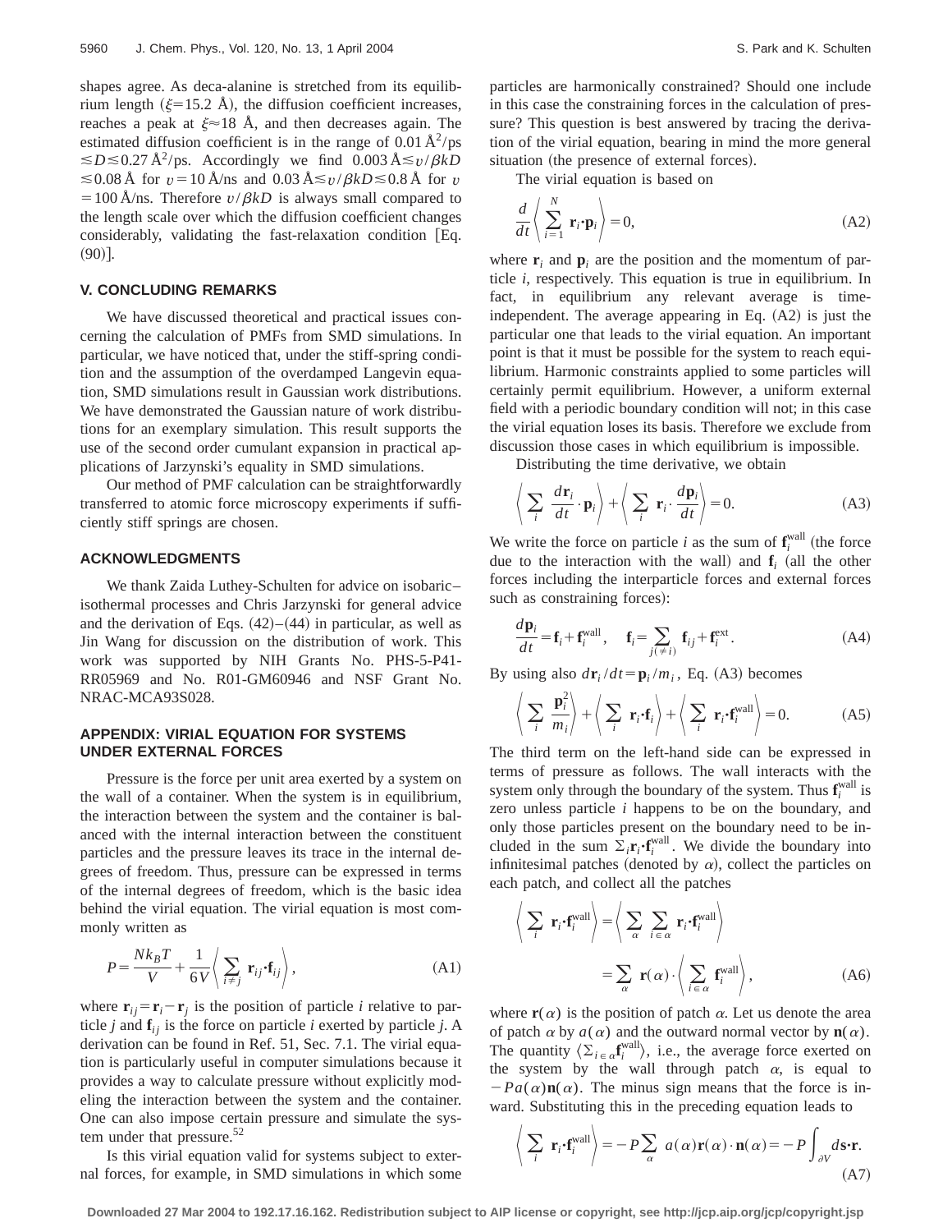shapes agree. As deca-alanine is stretched from its equilibrium length ($\xi$=15.2 Å), the diffusion coefficient increases, reaches a peak at $\xi \approx 18$ Å, and then decreases again. The estimated diffusion coefficient is in the range of 0.01 Å$^2$/ps $\lesssim D \lesssim 0.27$ Å$^2$/ps. Accordingly we find 0.003 Å$\lesssim v/\beta kD \lesssim 0.08$ Å for $v = 10$ Å/ns and 0.03 Å$\lesssim v/\beta kD \lesssim 0.8$ Å for $v = 100$ Å/ns. Therefore $v/\beta kD$ is always small compared to the length scale over which the diffusion coefficient changes considerably, validating the fast-relaxation condition [Eq. (90)].

## V. CONCLUDING REMARKS

We have discussed theoretical and practical issues concerning the calculation of PMFs from SMD simulations. In particular, we have noticed that, under the stiff-spring condition and the assumption of the overdamped Langevin equation, SMD simulations result in Gaussian work distributions. We have demonstrated the Gaussian nature of work distributions for an exemplary simulation. This result supports the use of the second order cumulant expansion in practical applications of Jarzynski's equality in SMD simulations.

Our method of PMF calculation can be straightforwardly transferred to atomic force microscopy experiments if sufficiently stiff springs are chosen.

## ACKNOWLEDGMENTS

We thank Zaida Luthey-Schulten for advice on isobaric–isothermal processes and Chris Jarzynski for general advice and the derivation of Eqs. (42)–(44) in particular, as well as Jin Wang for discussion on the distribution of work. This work was supported by NIH Grants No. PHS-5-P41-RR05969 and No. R01-GM60946 and NSF Grant No. NRAC-MCA93S028.

## APPENDIX: VIRIAL EQUATION FOR SYSTEMS UNDER EXTERNAL FORCES

Pressure is the force per unit area exerted by a system on the wall of a container. When the system is in equilibrium, the interaction between the system and the container is balanced with the internal interaction between the constituent particles and the pressure leaves its trace in the internal degrees of freedom. Thus, pressure can be expressed in terms of the internal degrees of freedom, which is the basic idea behind the virial equation. The virial equation is most commonly written as

$$P = \frac{Nk_BT}{V} + \frac{1}{6V}\left\langle \sum_{i \neq j} \mathbf{r}_{ij} \cdot \mathbf{f}_{ij} \right\rangle, \tag{A1}$$

where $\mathbf{r}_{ij} = \mathbf{r}_i - \mathbf{r}_j$ is the position of particle $i$ relative to particle $j$ and $\mathbf{f}_{ij}$ is the force on particle $i$ exerted by particle $j$. A derivation can be found in Ref. 51, Sec. 7.1. The virial equation is particularly useful in computer simulations because it provides a way to calculate pressure without explicitly modeling the interaction between the system and the container. One can also impose certain pressure and simulate the system under that pressure.[52]

Is this virial equation valid for systems subject to external forces, for example, in SMD simulations in which some particles are harmonically constrained? Should one include in this case the constraining forces in the calculation of pressure? This question is best answered by tracing the derivation of the virial equation, bearing in mind the more general situation (the presence of external forces).

The virial equation is based on

$$\frac{d}{dt}\left\langle \sum_{i=1}^{N} \mathbf{r}_i \cdot \mathbf{p}_i \right\rangle = 0, \tag{A2}$$

where $\mathbf{r}_i$ and $\mathbf{p}_i$ are the position and the momentum of particle $i$, respectively. This equation is true in equilibrium. In fact, in equilibrium any relevant average is time-independent. The average appearing in Eq. (A2) is just the particular one that leads to the virial equation. An important point is that it must be possible for the system to reach equilibrium. Harmonic constraints applied to some particles will certainly permit equilibrium. However, a uniform external field with a periodic boundary condition will not; in this case the virial equation loses its basis. Therefore we exclude from discussion those cases in which equilibrium is impossible.

Distributing the time derivative, we obtain

$$\left\langle \sum_i \frac{d\mathbf{r}_i}{dt} \cdot \mathbf{p}_i \right\rangle + \left\langle \sum_i \mathbf{r}_i \cdot \frac{d\mathbf{p}_i}{dt} \right\rangle = 0. \tag{A3}$$

We write the force on particle $i$ as the sum of $\mathbf{f}_i^{\text{wall}}$ (the force due to the interaction with the wall) and $\mathbf{f}_i$ (all the other forces including the interparticle forces and external forces such as constraining forces):

$$\frac{d\mathbf{p}_i}{dt} = \mathbf{f}_i + \mathbf{f}_i^{\text{wall}}, \quad \mathbf{f}_i = \sum_{j(\neq i)} \mathbf{f}_{ij} + \mathbf{f}_i^{\text{ext}}. \tag{A4}$$

By using also $d\mathbf{r}_i/dt = \mathbf{p}_i/m_i$, Eq. (A3) becomes

$$\left\langle \sum_i \frac{\mathbf{p}_i^2}{m_i} \right\rangle + \left\langle \sum_i \mathbf{r}_i \cdot \mathbf{f}_i \right\rangle + \left\langle \sum_i \mathbf{r}_i \cdot \mathbf{f}_i^{\text{wall}} \right\rangle = 0. \tag{A5}$$

The third term on the left-hand side can be expressed in terms of pressure as follows. The wall interacts with the system only through the boundary of the system. Thus $\mathbf{f}_i^{\text{wall}}$ is zero unless particle $i$ happens to be on the boundary, and only those particles present on the boundary need to be included in the sum $\Sigma_i \mathbf{r}_i \cdot \mathbf{f}_i^{\text{wall}}$. We divide the boundary into infinitesimal patches (denoted by $\alpha$), collect the particles on each patch, and collect all the patches

$$\left\langle \sum_i \mathbf{r}_i \cdot \mathbf{f}_i^{\text{wall}} \right\rangle = \left\langle \sum_\alpha \sum_{i \in \alpha} \mathbf{r}_i \cdot \mathbf{f}_i^{\text{wall}} \right\rangle = \sum_\alpha \mathbf{r}(\alpha) \cdot \left\langle \sum_{i \in \alpha} \mathbf{f}_i^{\text{wall}} \right\rangle, \tag{A6}$$

where $\mathbf{r}(\alpha)$ is the position of patch $\alpha$. Let us denote the area of patch $\alpha$ by $a(\alpha)$ and the outward normal vector by $\mathbf{n}(\alpha)$. The quantity $\langle \Sigma_{i \in \alpha} \mathbf{f}_i^{\text{wall}} \rangle$, i.e., the average force exerted on the system by the wall through patch $\alpha$, is equal to $-Pa(\alpha)\mathbf{n}(\alpha)$. The minus sign means that the force is inward. Substituting this in the preceding equation leads to

$$\left\langle \sum_i \mathbf{r}_i \cdot \mathbf{f}_i^{\text{wall}} \right\rangle = -P \sum_\alpha a(\alpha) \mathbf{r}(\alpha) \cdot \mathbf{n}(\alpha) = -P \int_{\partial V} d\mathbf{s} \cdot \mathbf{r}. \tag{A7}$$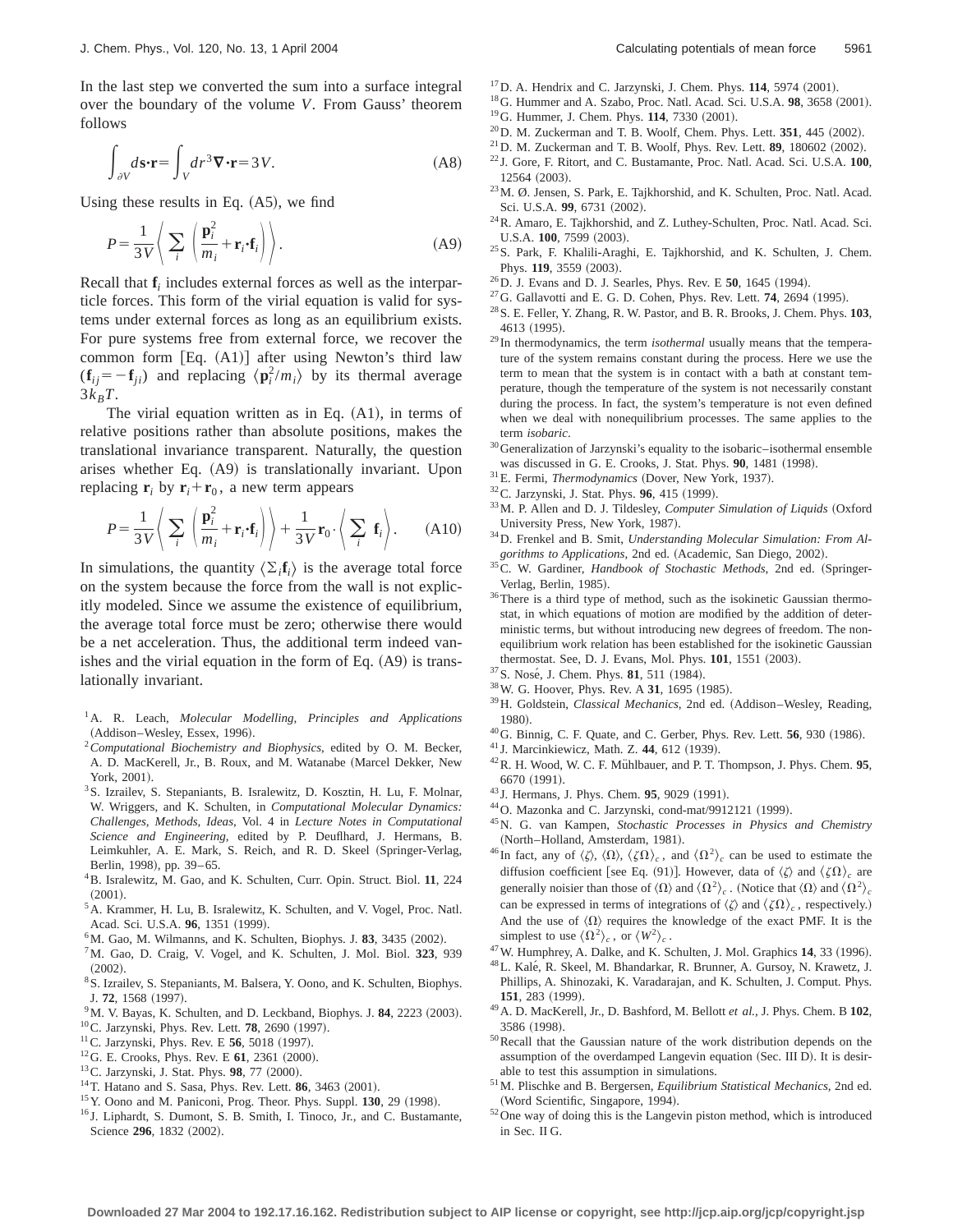In the last step we converted the sum into a surface integral over the boundary of the volume $V$. From Gauss' theorem follows

$$\int_{\partial V} d\mathbf{s}\cdot\mathbf{r} = \int_V dr^3 \nabla\cdot\mathbf{r} = 3V. \tag{A8}$$

Using these results in Eq. (A5), we find

$$P = \frac{1}{3V}\left\langle \sum_i \left(\frac{\mathbf{p}_i^2}{m_i} + \mathbf{r}_i\cdot\mathbf{f}_i\right)\right\rangle. \tag{A9}$$

Recall that $\mathbf{f}_i$ includes external forces as well as the interparticle forces. This form of the virial equation is valid for systems under external forces as long as an equilibrium exists. For pure systems free from external force, we recover the common form [Eq. (A1)] after using Newton's third law ($\mathbf{f}_{ij} = -\mathbf{f}_{ji}$) and replacing $\langle \mathbf{p}_i^2/m_i\rangle$ by its thermal average $3k_BT$.

The virial equation written as in Eq. (A1), in terms of relative positions rather than absolute positions, makes the translational invariance transparent. Naturally, the question arises whether Eq. (A9) is translationally invariant. Upon replacing $\mathbf{r}_i$ by $\mathbf{r}_i + \mathbf{r}_0$, a new term appears

$$P = \frac{1}{3V}\left\langle \sum_i \left(\frac{\mathbf{p}_i^2}{m_i} + \mathbf{r}_i\cdot\mathbf{f}_i\right)\right\rangle + \frac{1}{3V}\mathbf{r}_0\cdot\left\langle \sum_i \mathbf{f}_i\right\rangle. \tag{A10}$$

In simulations, the quantity $\langle \Sigma_i \mathbf{f}_i\rangle$ is the average total force on the system because the force from the wall is not explicitly modeled. Since we assume the existence of equilibrium, the average total force must be zero; otherwise there would be a net acceleration. Thus, the additional term indeed vanishes and the virial equation in the form of Eq. (A9) is translationally invariant.

[1] A. R. Leach, *Molecular Modelling, Principles and Applications* (Addison–Wesley, Essex, 1996).

[2] *Computational Biochemistry and Biophysics*, edited by O. M. Becker, A. D. MacKerell, Jr., B. Roux, and M. Watanabe (Marcel Dekker, New York, 2001).

[3] S. Izrailev, S. Stepaniants, B. Isralewitz, D. Kosztin, H. Lu, F. Molnar, W. Wriggers, and K. Schulten, in *Computational Molecular Dynamics: Challenges, Methods, Ideas*, Vol. 4 in *Lecture Notes in Computational Science and Engineering*, edited by P. Deuflhard, J. Hermans, B. Leimkuhler, A. E. Mark, S. Reich, and R. D. Skeel (Springer-Verlag, Berlin, 1998), pp. 39–65.

[4] B. Isralewitz, M. Gao, and K. Schulten, Curr. Opin. Struct. Biol. **11**, 224 (2001).

[5] A. Krammer, H. Lu, B. Isralewitz, K. Schulten, and V. Vogel, Proc. Natl. Acad. Sci. U.S.A. **96**, 1351 (1999).

[6] M. Gao, M. Wilmanns, and K. Schulten, Biophys. J. **83**, 3435 (2002).

[7] M. Gao, D. Craig, V. Vogel, and K. Schulten, J. Mol. Biol. **323**, 939 (2002).

[8] S. Izrailev, S. Stepaniants, M. Balsera, Y. Oono, and K. Schulten, Biophys. J. **72**, 1568 (1997).

[9] M. V. Bayas, K. Schulten, and D. Leckband, Biophys. J. **84**, 2223 (2003).

[10] C. Jarzynski, Phys. Rev. Lett. **78**, 2690 (1997).

[11] C. Jarzynski, Phys. Rev. E **56**, 5018 (1997).

[12] G. E. Crooks, Phys. Rev. E **61**, 2361 (2000).

[13] C. Jarzynski, J. Stat. Phys. **98**, 77 (2000).

[14] T. Hatano and S. Sasa, Phys. Rev. Lett. **86**, 3463 (2001).

[15] Y. Oono and M. Paniconi, Prog. Theor. Phys. Suppl. **130**, 29 (1998).

[16] J. Liphardt, S. Dumont, S. B. Smith, I. Tinoco, Jr., and C. Bustamante, Science **296**, 1832 (2002).

[17] D. A. Hendrix and C. Jarzynski, J. Chem. Phys. **114**, 5974 (2001).

[18] G. Hummer and A. Szabo, Proc. Natl. Acad. Sci. U.S.A. **98**, 3658 (2001).

[19] G. Hummer, J. Chem. Phys. **114**, 7330 (2001).

[20] D. M. Zuckerman and T. B. Woolf, Chem. Phys. Lett. **351**, 445 (2002).

[21] D. M. Zuckerman and T. B. Woolf, Phys. Rev. Lett. **89**, 180602 (2002).

[22] J. Gore, F. Ritort, and C. Bustamante, Proc. Natl. Acad. Sci. U.S.A. **100**, 12564 (2003).

[23] M. Ø. Jensen, S. Park, E. Tajkhorshid, and K. Schulten, Proc. Natl. Acad. Sci. U.S.A. **99**, 6731 (2002).

[24] R. Amaro, E. Tajkhorshid, and Z. Luthey-Schulten, Proc. Natl. Acad. Sci. U.S.A. **100**, 7599 (2003).

[25] S. Park, F. Khalili-Araghi, E. Tajkhorshid, and K. Schulten, J. Chem. Phys. **119**, 3559 (2003).

[26] D. J. Evans and D. J. Searles, Phys. Rev. E **50**, 1645 (1994).

[27] G. Gallavotti and E. G. D. Cohen, Phys. Rev. Lett. **74**, 2694 (1995).

[28] S. E. Feller, Y. Zhang, R. W. Pastor, and B. R. Brooks, J. Chem. Phys. **103**, 4613 (1995).

[29] In thermodynamics, the term *isothermal* usually means that the temperature of the system remains constant during the process. Here we use the term to mean that the system is in contact with a bath at constant temperature, though the temperature of the system is not necessarily constant during the process. In fact, the system's temperature is not even defined when we deal with nonequilibrium processes. The same applies to the term *isobaric*.

[30] Generalization of Jarzynski's equality to the isobaric–isothermal ensemble was discussed in G. E. Crooks, J. Stat. Phys. **90**, 1481 (1998).

[31] E. Fermi, *Thermodynamics* (Dover, New York, 1937).

[32] C. Jarzynski, J. Stat. Phys. **96**, 415 (1999).

[33] M. P. Allen and D. J. Tildesley, *Computer Simulation of Liquids* (Oxford University Press, New York, 1987).

[34] D. Frenkel and B. Smit, *Understanding Molecular Simulation: From Algorithms to Applications*, 2nd ed. (Academic, San Diego, 2002).

[35] C. W. Gardiner, *Handbook of Stochastic Methods*, 2nd ed. (Springer-Verlag, Berlin, 1985).

[36] There is a third type of method, such as the isokinetic Gaussian thermostat, in which equations of motion are modified by the addition of deterministic terms, but without introducing new degrees of freedom. The nonequilibrium work relation has been established for the isokinetic Gaussian thermostat. See, D. J. Evans, Mol. Phys. **101**, 1551 (2003).

[37] S. Nosé, J. Chem. Phys. **81**, 511 (1984).

[38] W. G. Hoover, Phys. Rev. A **31**, 1695 (1985).

[39] H. Goldstein, *Classical Mechanics*, 2nd ed. (Addison–Wesley, Reading, 1980).

[40] G. Binnig, C. F. Quate, and C. Gerber, Phys. Rev. Lett. **56**, 930 (1986).

[41] J. Marcinkiewicz, Math. Z. **44**, 612 (1939).

[42] R. H. Wood, W. C. F. Mühlbauer, and P. T. Thompson, J. Phys. Chem. **95**, 6670 (1991).

[43] J. Hermans, J. Phys. Chem. **95**, 9029 (1991).

[44] O. Mazonka and C. Jarzynski, cond-mat/9912121 (1999).

[45] N. G. van Kampen, *Stochastic Processes in Physics and Chemistry* (North–Holland, Amsterdam, 1981).

[46] In fact, any of $\langle\zeta\rangle$, $\langle\Omega\rangle$, $\langle\zeta\Omega\rangle_c$, and $\langle\Omega^2\rangle_c$ can be used to estimate the diffusion coefficient [see Eq. (91)]. However, data of $\langle\zeta\rangle$ and $\langle\zeta\Omega\rangle_c$ are generally noisier than those of $\langle\Omega\rangle$ and $\langle\Omega^2\rangle_c$. (Notice that $\langle\Omega\rangle$ and $\langle\Omega^2\rangle_c$ can be expressed in terms of integrations of $\langle\zeta\rangle$ and $\langle\zeta\Omega\rangle_c$, respectively.) And the use of $\langle\Omega\rangle$ requires the knowledge of the exact PMF. It is the simplest to use $\langle\Omega^2\rangle_c$, or $\langle W^2\rangle_c$.

[47] W. Humphrey, A. Dalke, and K. Schulten, J. Mol. Graphics **14**, 33 (1996).

[48] L. Kalé, R. Skeel, M. Bhandarkar, R. Brunner, A. Gursoy, N. Krawetz, J. Phillips, A. Shinozaki, K. Varadarajan, and K. Schulten, J. Comput. Phys. **151**, 283 (1999).

[49] A. D. MacKerell, Jr., D. Bashford, M. Bellott *et al.*, J. Phys. Chem. B **102**, 3586 (1998).

[50] Recall that the Gaussian nature of the work distribution depends on the assumption of the overdamped Langevin equation (Sec. III D). It is desirable to test this assumption in simulations.

[51] M. Plischke and B. Bergersen, *Equilibrium Statistical Mechanics*, 2nd ed. (Word Scientific, Singapore, 1994).

[52] One way of doing this is the Langevin piston method, which is introduced in Sec. II G.